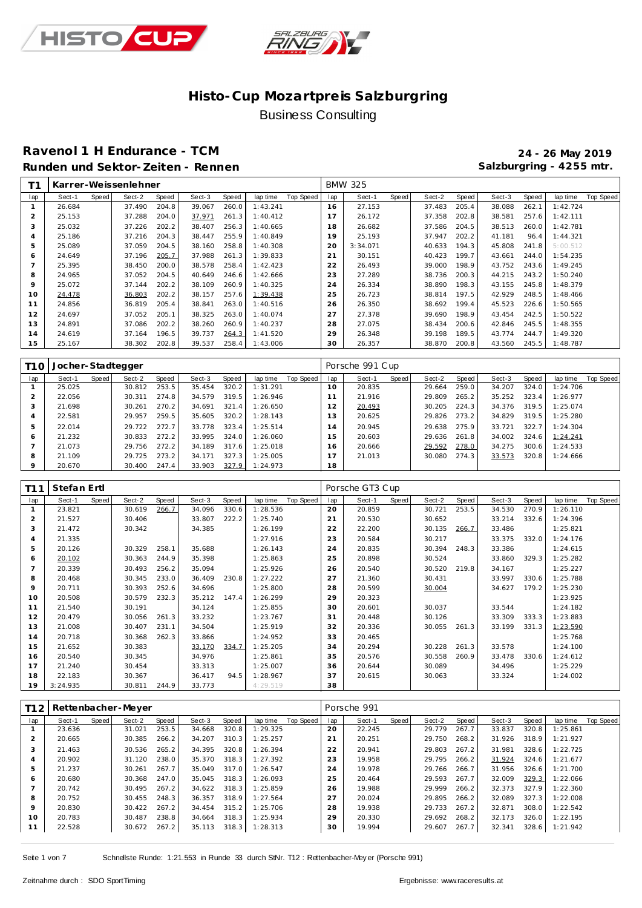# Histo-Cup Mozartpreis Salzburgring

Business Consulting

## Ravenol 1 H Endurance - TCM

**Runden und Sektor-Zeiten - Rennen**

**24 - 26 May 2019**

**Salzburgring - 4255 mtr.**

| T1 | Karrer-Weissenlehner | | | | | | | | | BMW 325 | | | | | | | | | |
|---|---|---|---|---|---|---|---|---|---|---|---|---|---|---|---|---|---|---|---|
| lap | Sect-1 | Speed | Sect-2 | Speed | Sect-3 | Speed | lap time | Top Speed | lap | Sect-1 | Speed | Sect-2 | Speed | Sect-3 | Speed | lap time | Top Speed |
| 1 | 26.684 | | 37.490 | 204.8 | 39.067 | 260.0 | 1:43.241 | | 16 | 27.153 | | 37.483 | 205.4 | 38.088 | 262.1 | 1:42.724 | |
| 2 | 25.153 | | 37.288 | 204.0 | 37.971 | 261.3 | 1:40.412 | | 17 | 26.172 | | 37.358 | 202.8 | 38.581 | 257.6 | 1:42.111 | |
| 3 | 25.032 | | 37.226 | 202.2 | 38.407 | 256.3 | 1:40.665 | | 18 | 26.682 | | 37.586 | 204.5 | 38.513 | 260.0 | 1:42.781 | |
| 4 | 25.186 | | 37.216 | 204.3 | 38.447 | 255.9 | 1:40.849 | | 19 | 25.193 | | 37.947 | 202.2 | 41.181 | 96.4 | 1:44.321 | |
| 5 | 25.089 | | 37.059 | 204.5 | 38.160 | 258.8 | 1:40.308 | | 20 | 3:34.071 | | 40.633 | 194.3 | 45.808 | 241.8 | 5:00.512 | |
| 6 | 24.649 | | 37.196 | 205.7 | 37.988 | 261.3 | 1:39.833 | | 21 | 30.151 | | 40.423 | 199.7 | 43.661 | 244.0 | 1:54.235 | |
| 7 | 25.395 | | 38.450 | 200.0 | 38.578 | 258.4 | 1:42.423 | | 22 | 26.493 | | 39.000 | 198.9 | 43.752 | 243.6 | 1:49.245 | |
| 8 | 24.965 | | 37.052 | 204.5 | 40.649 | 246.6 | 1:42.666 | | 23 | 27.289 | | 38.736 | 200.3 | 44.215 | 243.2 | 1:50.240 | |
| 9 | 25.072 | | 37.144 | 202.2 | 38.109 | 260.9 | 1:40.325 | | 24 | 26.334 | | 38.890 | 198.3 | 43.155 | 245.8 | 1:48.379 | |
| 10 | 24.478 | | 36.803 | 202.2 | 38.157 | 257.6 | 1:39.438 | | 25 | 26.723 | | 38.814 | 197.5 | 42.929 | 248.5 | 1:48.466 | |
| 11 | 24.856 | | 36.819 | 205.4 | 38.841 | 263.0 | 1:40.516 | | 26 | 26.350 | | 38.692 | 199.4 | 45.523 | 226.6 | 1:50.565 | |
| 12 | 24.697 | | 37.052 | 205.1 | 38.325 | 263.0 | 1:40.074 | | 27 | 27.378 | | 39.690 | 198.9 | 43.454 | 242.5 | 1:50.522 | |
| 13 | 24.891 | | 37.086 | 202.2 | 38.260 | 260.9 | 1:40.237 | | 28 | 27.075 | | 38.434 | 200.6 | 42.846 | 245.5 | 1:48.355 | |
| 14 | 24.619 | | 37.164 | 196.5 | 39.737 | 264.3 | 1:41.520 | | 29 | 26.348 | | 39.198 | 189.5 | 43.774 | 244.7 | 1:49.320 | |
| 15 | 25.167 | | 38.302 | 202.8 | 39.537 | 258.4 | 1:43.006 | | 30 | 26.357 | | 38.870 | 200.8 | 43.560 | 245.5 | 1:48.787 | |

| T10 | Jocher-Stadtegger | | | | | | | | | Porsche 991 Cup | | | | | | | | |
|---|---|---|---|---|---|---|---|---|---|---|---|---|---|---|---|---|---|
| lap | Sect-1 | Speed | Sect-2 | Speed | Sect-3 | Speed | lap time | Top Speed | lap | Sect-1 | Speed | Sect-2 | Speed | Sect-3 | Speed | lap time | Top Speed |
| 1 | 25.025 | | 30.812 | 253.5 | 35.454 | 320.2 | 1:31.291 | | 10 | 20.835 | | 29.664 | 259.0 | 34.207 | 324.0 | 1:24.706 | |
| 2 | 22.056 | | 30.311 | 274.8 | 34.579 | 319.5 | 1:26.946 | | 11 | 21.916 | | 29.809 | 265.2 | 35.252 | 323.4 | 1:26.977 | |
| 3 | 21.698 | | 30.261 | 270.2 | 34.691 | 321.4 | 1:26.650 | | 12 | 20.493 | | 30.205 | 224.3 | 34.376 | 319.5 | 1:25.074 | |
| 4 | 22.581 | | 29.957 | 259.5 | 35.605 | 320.2 | 1:28.143 | | 13 | 20.625 | | 29.826 | 273.2 | 34.829 | 319.5 | 1:25.280 | |
| 5 | 22.014 | | 29.722 | 272.7 | 33.778 | 323.4 | 1:25.514 | | 14 | 20.945 | | 29.638 | 275.9 | 33.721 | 322.7 | 1:24.304 | |
| 6 | 21.232 | | 30.833 | 272.2 | 33.995 | 324.0 | 1:26.060 | | 15 | 20.603 | | 29.636 | 261.8 | 34.002 | 324.6 | 1:24.241 | |
| 7 | 21.073 | | 29.756 | 272.2 | 34.189 | 317.6 | 1:25.018 | | 16 | 20.666 | | 29.592 | 278.0 | 34.275 | 300.6 | 1:24.533 | |
| 8 | 21.109 | | 29.725 | 273.2 | 34.171 | 327.3 | 1:25.005 | | 17 | 21.013 | | 30.080 | 274.3 | 33.573 | 320.8 | 1:24.666 | |
| 9 | 20.670 | | 30.400 | 247.4 | 33.903 | 327.9 | 1:24.973 | | 18 | | | | | | | | |

| T11 | Stefan Ertl | | | | | | | | | Porsche GT3 Cup | | | | | | | | |
|---|---|---|---|---|---|---|---|---|---|---|---|---|---|---|---|---|---|
| lap | Sect-1 | Speed | Sect-2 | Speed | Sect-3 | Speed | lap time | Top Speed | lap | Sect-1 | Speed | Sect-2 | Speed | Sect-3 | Speed | lap time | Top Speed |
| 1 | 23.821 | | 30.619 | 266.7 | 34.096 | 330.6 | 1:28.536 | | 20 | 20.859 | | 30.721 | 253.5 | 34.530 | 270.9 | 1:26.110 | |
| 2 | 21.527 | | 30.406 | | 33.807 | 222.2 | 1:25.740 | | 21 | 20.530 | | 30.652 | | 33.214 | 332.6 | 1:24.396 | |
| 3 | 21.472 | | 30.342 | | 34.385 | | 1:26.199 | | 22 | 22.200 | | 30.135 | 266.7 | 33.486 | | 1:25.821 | |
| 4 | 21.335 | | | | | | 1:27.916 | | 23 | 20.584 | | 30.217 | | 33.375 | 332.0 | 1:24.176 | |
| 5 | 20.126 | | 30.329 | 258.1 | 35.688 | | 1:26.143 | | 24 | 20.835 | | 30.394 | 248.3 | 33.386 | | 1:24.615 | |
| 6 | 20.102 | | 30.363 | 244.9 | 35.398 | | 1:25.863 | | 25 | 20.898 | | 30.524 | | 33.860 | 329.3 | 1:25.282 | |
| 7 | 20.339 | | 30.493 | 256.2 | 35.094 | | 1:25.926 | | 26 | 20.540 | | 30.520 | 219.8 | 34.167 | | 1:25.227 | |
| 8 | 20.468 | | 30.345 | 233.0 | 36.409 | 230.8 | 1:27.222 | | 27 | 21.360 | | 30.431 | | 33.997 | 330.6 | 1:25.788 | |
| 9 | 20.711 | | 30.393 | 252.6 | 34.696 | | 1:25.800 | | 28 | 20.599 | | 30.004 | | 34.627 | 179.2 | 1:25.230 | |
| 10 | 20.508 | | 30.579 | 232.3 | 35.212 | 147.4 | 1:26.299 | | 29 | 20.323 | | | | | | 1:23.925 | |
| 11 | 21.540 | | 30.191 | | 34.124 | | 1:25.855 | | 30 | 20.601 | | 30.037 | | 33.544 | | 1:24.182 | |
| 12 | 20.479 | | 30.056 | 261.3 | 33.232 | | 1:23.767 | | 31 | 20.448 | | 30.126 | | 33.309 | 333.3 | 1:23.883 | |
| 13 | 21.008 | | 30.407 | 231.1 | 34.504 | | 1:25.919 | | 32 | 20.336 | | 30.055 | 261.3 | 33.199 | 331.3 | 1:23.590 | |
| 14 | 20.718 | | 30.368 | 262.3 | 33.866 | | 1:24.952 | | 33 | 20.465 | | | | | | 1:25.768 | |
| 15 | 21.652 | | 30.383 | | 33.170 | 334.7 | 1:25.205 | | 34 | 20.294 | | 30.228 | 261.3 | 33.578 | | 1:24.100 | |
| 16 | 20.540 | | 30.345 | | 34.976 | | 1:25.861 | | 35 | 20.576 | | 30.558 | 260.9 | 33.478 | 330.6 | 1:24.612 | |
| 17 | 21.240 | | 30.454 | | 33.313 | | 1:25.007 | | 36 | 20.644 | | 30.089 | | 34.496 | | 1:25.229 | |
| 18 | 22.183 | | 30.367 | | 36.417 | 94.5 | 1:28.967 | | 37 | 20.615 | | 30.063 | | 33.324 | | 1:24.002 | |
| 19 | 3:24.935 | | 30.811 | 244.9 | 33.773 | | 4:29.519 | | 38 | | | | | | | | |

| T12 | Rettenbacher-Meyer | | | | | | | | | Porsche 991 | | | | | | | | |
|---|---|---|---|---|---|---|---|---|---|---|---|---|---|---|---|---|---|
| lap | Sect-1 | Speed | Sect-2 | Speed | Sect-3 | Speed | lap time | Top Speed | lap | Sect-1 | Speed | Sect-2 | Speed | Sect-3 | Speed | lap time | Top Speed |
| 1 | 23.636 | | 31.021 | 253.5 | 34.668 | 320.8 | 1:29.325 | | 20 | 22.245 | | 29.779 | 267.7 | 33.837 | 320.8 | 1:25.861 | |
| 2 | 20.665 | | 30.385 | 266.2 | 34.207 | 310.3 | 1:25.257 | | 21 | 20.251 | | 29.750 | 268.2 | 31.926 | 318.9 | 1:21.927 | |
| 3 | 21.463 | | 30.536 | 265.2 | 34.395 | 320.8 | 1:26.394 | | 22 | 20.941 | | 29.803 | 267.2 | 31.981 | 328.6 | 1:22.725 | |
| 4 | 20.902 | | 31.120 | 238.0 | 35.370 | 318.3 | 1:27.392 | | 23 | 19.958 | | 29.795 | 266.2 | 31.924 | 324.6 | 1:21.677 | |
| 5 | 21.237 | | 30.261 | 267.7 | 35.049 | 317.0 | 1:26.547 | | 24 | 19.978 | | 29.766 | 266.7 | 31.956 | 326.6 | 1:21.700 | |
| 6 | 20.680 | | 30.368 | 247.0 | 35.045 | 318.3 | 1:26.093 | | 25 | 20.464 | | 29.593 | 267.7 | 32.009 | 329.3 | 1:22.066 | |
| 7 | 20.742 | | 30.495 | 267.2 | 34.622 | 318.3 | 1:25.859 | | 26 | 19.988 | | 29.999 | 266.2 | 32.373 | 327.9 | 1:22.360 | |
| 8 | 20.752 | | 30.455 | 248.3 | 36.357 | 318.9 | 1:27.564 | | 27 | 20.024 | | 29.895 | 266.2 | 32.089 | 327.3 | 1:22.008 | |
| 9 | 20.830 | | 30.422 | 267.2 | 34.454 | 315.2 | 1:25.706 | | 28 | 19.938 | | 29.733 | 267.2 | 32.871 | 308.0 | 1:22.542 | |
| 10 | 20.783 | | 30.487 | 238.8 | 34.664 | 318.3 | 1:25.934 | | 29 | 20.330 | | 29.692 | 268.2 | 32.173 | 326.0 | 1:22.195 | |
| 11 | 22.528 | | 30.672 | 267.2 | 35.113 | 318.3 | 1:28.313 | | 30 | 19.994 | | 29.607 | 267.7 | 32.341 | 328.6 | 1:21.942 | |

Schnellste Runde: 1:21.553 in Runde 33 durch StNr. T12 : Rettenbacher-Meyer (Porsche 991)

Zeitnahme durch : SDO SportTiming

Ergebnisse: www.raceresults.at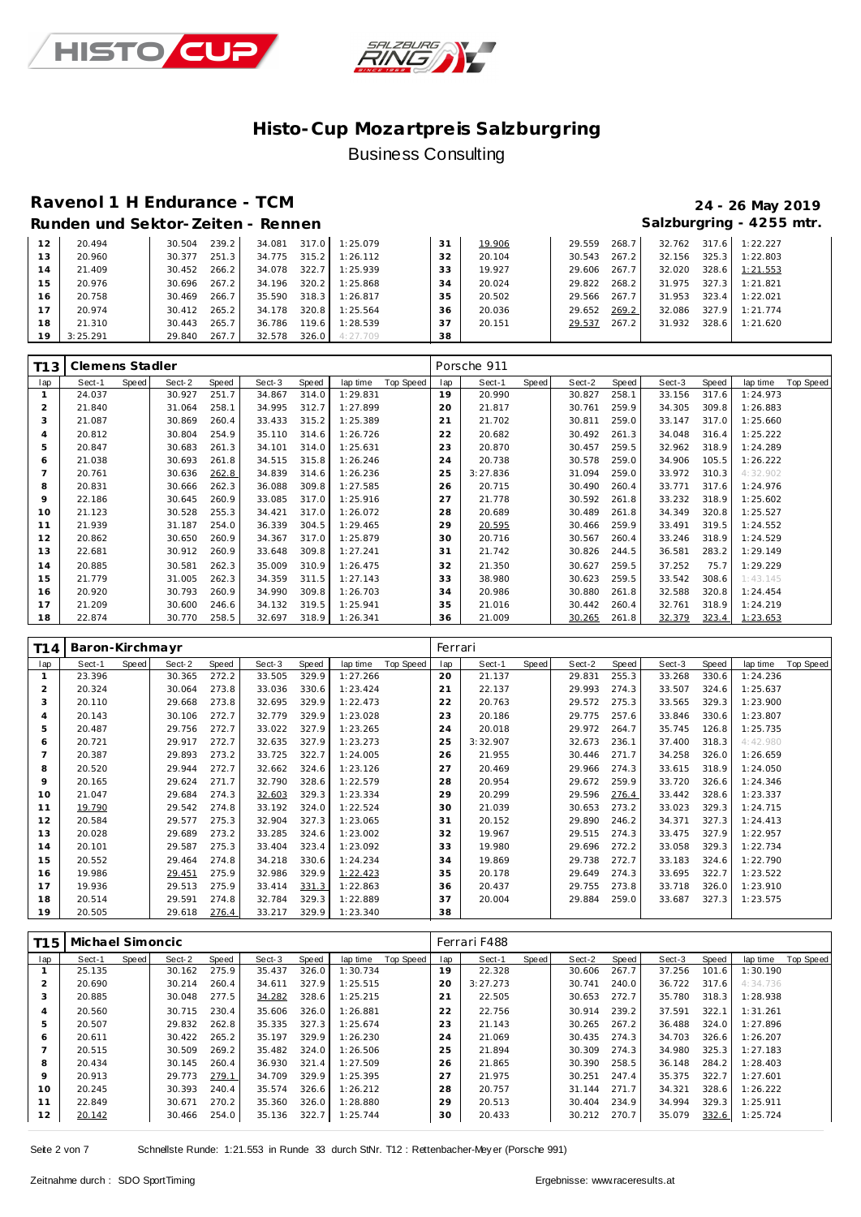# Histo-Cup Mozartpreis Salzburgring

Business Consulting

## Ravenol 1 H Endurance - TCM

24 - 26 May 2019

### Runden und Sektor-Zeiten - Rennen

Salzburgring - 4255 mtr.

| lap | Sect-1 | Speed | Sect-2 | Speed | Sect-3 | Speed | lap time | Top Speed | lap | Sect-1 | Speed | Sect-2 | Speed | Sect-3 | Speed | lap time | Top Speed |
|---|---|---|---|---|---|---|---|---|---|---|---|---|---|---|---|---|---|
| 12 | 20.494 | | 30.504 | 239.2 | 34.081 | 317.0 | 1:25.079 | | 31 | 19.906 | | 29.559 | 268.7 | 32.762 | 317.6 | 1:22.227 | |
| 13 | 20.960 | | 30.377 | 251.3 | 34.775 | 315.2 | 1:26.112 | | 32 | 20.104 | | 30.543 | 267.2 | 32.156 | 325.3 | 1:22.803 | |
| 14 | 21.409 | | 30.452 | 266.2 | 34.078 | 322.7 | 1:25.939 | | 33 | 19.927 | | 29.606 | 267.7 | 32.020 | 328.6 | 1:21.553 | |
| 15 | 20.976 | | 30.696 | 267.2 | 34.196 | 320.2 | 1:25.868 | | 34 | 20.024 | | 29.822 | 268.2 | 31.975 | 327.3 | 1:21.821 | |
| 16 | 20.758 | | 30.469 | 266.7 | 35.590 | 318.3 | 1:26.817 | | 35 | 20.502 | | 29.566 | 267.7 | 31.953 | 323.4 | 1:22.021 | |
| 17 | 20.974 | | 30.412 | 265.2 | 34.178 | 320.8 | 1:25.564 | | 36 | 20.036 | | 29.652 | 269.2 | 32.086 | 327.9 | 1:21.774 | |
| 18 | 21.310 | | 30.443 | 265.7 | 36.786 | 119.6 | 1:28.539 | | 37 | 20.151 | | 29.537 | 267.2 | 31.932 | 328.6 | 1:21.620 | |
| 19 | 3:25.291 | | 29.840 | 267.7 | 32.578 | 326.0 | 4:27.709 | | 38 | | | | | | | | |

**T13 Clemens Stadler** — Porsche 911

| lap | Sect-1 | Speed | Sect-2 | Speed | Sect-3 | Speed | lap time | Top Speed | lap | Sect-1 | Speed | Sect-2 | Speed | Sect-3 | Speed | lap time | Top Speed |
|---|---|---|---|---|---|---|---|---|---|---|---|---|---|---|---|---|---|
| 1 | 24.037 | | 30.927 | 251.7 | 34.867 | 314.0 | 1:29.831 | | 19 | 20.990 | | 30.827 | 258.1 | 33.156 | 317.6 | 1:24.973 | |
| 2 | 21.840 | | 31.064 | 258.1 | 34.995 | 312.7 | 1:27.899 | | 20 | 21.817 | | 30.761 | 259.9 | 34.305 | 309.8 | 1:26.883 | |
| 3 | 21.087 | | 30.869 | 260.4 | 33.433 | 315.2 | 1:25.389 | | 21 | 21.702 | | 30.811 | 259.0 | 33.147 | 317.0 | 1:25.660 | |
| 4 | 20.812 | | 30.804 | 254.9 | 35.110 | 314.6 | 1:26.726 | | 22 | 20.682 | | 30.492 | 261.3 | 34.048 | 316.4 | 1:25.222 | |
| 5 | 20.847 | | 30.683 | 261.3 | 34.101 | 314.0 | 1:25.631 | | 23 | 20.870 | | 30.457 | 259.5 | 32.962 | 318.9 | 1:24.289 | |
| 6 | 21.038 | | 30.693 | 261.8 | 34.515 | 315.8 | 1:26.246 | | 24 | 20.738 | | 30.578 | 259.0 | 34.906 | 105.5 | 1:26.222 | |
| 7 | 20.761 | | 30.636 | 262.8 | 34.839 | 314.6 | 1:26.236 | | 25 | 3:27.836 | | 31.094 | 259.0 | 33.972 | 310.3 | 4:32.902 | |
| 8 | 20.831 | | 30.666 | 262.3 | 36.088 | 309.8 | 1:27.585 | | 26 | 20.715 | | 30.490 | 260.4 | 33.771 | 317.6 | 1:24.976 | |
| 9 | 22.186 | | 30.645 | 260.9 | 33.085 | 317.0 | 1:25.916 | | 27 | 21.778 | | 30.592 | 261.8 | 33.232 | 318.9 | 1:25.602 | |
| 10 | 21.123 | | 30.528 | 255.3 | 34.421 | 317.0 | 1:26.072 | | 28 | 20.689 | | 30.489 | 261.8 | 34.349 | 320.8 | 1:25.527 | |
| 11 | 21.939 | | 31.187 | 254.0 | 36.339 | 304.5 | 1:29.465 | | 29 | 20.595 | | 30.466 | 259.9 | 33.491 | 319.5 | 1:24.552 | |
| 12 | 20.862 | | 30.650 | 260.9 | 34.367 | 317.0 | 1:25.879 | | 30 | 20.716 | | 30.567 | 260.4 | 33.246 | 318.9 | 1:24.529 | |
| 13 | 22.681 | | 30.912 | 260.9 | 33.648 | 309.8 | 1:27.241 | | 31 | 21.742 | | 30.826 | 244.5 | 36.581 | 283.2 | 1:29.149 | |
| 14 | 20.885 | | 30.581 | 262.3 | 35.009 | 310.9 | 1:26.475 | | 32 | 21.350 | | 30.627 | 259.5 | 37.252 | 75.7 | 1:29.229 | |
| 15 | 21.779 | | 31.005 | 262.3 | 34.359 | 311.5 | 1:27.143 | | 33 | 38.980 | | 30.623 | 259.5 | 33.542 | 308.6 | 1:43.145 | |
| 16 | 20.920 | | 30.793 | 260.9 | 34.990 | 309.8 | 1:26.703 | | 34 | 20.986 | | 30.880 | 261.8 | 32.588 | 320.8 | 1:24.454 | |
| 17 | 21.209 | | 30.600 | 246.6 | 34.132 | 319.5 | 1:25.941 | | 35 | 21.016 | | 30.442 | 260.4 | 32.761 | 318.9 | 1:24.219 | |
| 18 | 22.874 | | 30.770 | 258.5 | 32.697 | 318.9 | 1:26.341 | | 36 | 21.009 | | 30.265 | 261.8 | 32.379 | 323.4 | 1:23.653 | |

**T14 Baron-Kirchmayr** — Ferrari

| lap | Sect-1 | Speed | Sect-2 | Speed | Sect-3 | Speed | lap time | Top Speed | lap | Sect-1 | Speed | Sect-2 | Speed | Sect-3 | Speed | lap time | Top Speed |
|---|---|---|---|---|---|---|---|---|---|---|---|---|---|---|---|---|---|
| 1 | 23.396 | | 30.365 | 272.2 | 33.505 | 329.9 | 1:27.266 | | 20 | 21.137 | | 29.831 | 255.3 | 33.268 | 330.6 | 1:24.236 | |
| 2 | 20.324 | | 30.064 | 273.8 | 33.036 | 330.6 | 1:23.424 | | 21 | 22.137 | | 29.993 | 274.3 | 33.507 | 324.6 | 1:25.637 | |
| 3 | 20.110 | | 29.668 | 273.8 | 32.695 | 329.9 | 1:22.473 | | 22 | 20.763 | | 29.572 | 275.3 | 33.565 | 329.3 | 1:23.900 | |
| 4 | 20.143 | | 30.106 | 272.7 | 32.779 | 329.9 | 1:23.028 | | 23 | 20.186 | | 29.775 | 257.6 | 33.846 | 330.6 | 1:23.807 | |
| 5 | 20.487 | | 29.756 | 272.7 | 33.022 | 327.9 | 1:23.265 | | 24 | 20.018 | | 29.972 | 264.7 | 35.745 | 126.8 | 1:25.735 | |
| 6 | 20.721 | | 29.917 | 272.7 | 32.635 | 327.9 | 1:23.273 | | 25 | 3:32.907 | | 32.673 | 236.1 | 37.400 | 318.3 | 4:42.980 | |
| 7 | 20.387 | | 29.893 | 273.2 | 33.725 | 322.7 | 1:24.005 | | 26 | 21.955 | | 30.446 | 271.7 | 34.258 | 326.0 | 1:26.659 | |
| 8 | 20.520 | | 29.944 | 272.7 | 32.662 | 324.6 | 1:23.126 | | 27 | 20.469 | | 29.966 | 274.3 | 33.615 | 318.9 | 1:24.050 | |
| 9 | 20.165 | | 29.624 | 271.7 | 32.790 | 328.6 | 1:22.579 | | 28 | 20.954 | | 29.672 | 259.9 | 33.720 | 326.6 | 1:24.346 | |
| 10 | 21.047 | | 29.684 | 274.3 | 32.603 | 329.3 | 1:23.334 | | 29 | 20.299 | | 29.596 | 276.4 | 33.442 | 328.6 | 1:23.337 | |
| 11 | 19.790 | | 29.542 | 274.8 | 33.192 | 324.0 | 1:22.524 | | 30 | 21.039 | | 30.653 | 273.2 | 33.023 | 329.3 | 1:24.715 | |
| 12 | 20.584 | | 29.577 | 275.3 | 32.904 | 327.3 | 1:23.065 | | 31 | 20.152 | | 29.890 | 246.2 | 34.371 | 327.3 | 1:24.413 | |
| 13 | 20.028 | | 29.689 | 273.2 | 33.285 | 324.6 | 1:23.002 | | 32 | 19.967 | | 29.515 | 274.3 | 33.475 | 327.9 | 1:22.957 | |
| 14 | 20.101 | | 29.587 | 275.3 | 33.404 | 323.4 | 1:23.092 | | 33 | 19.980 | | 29.696 | 272.2 | 33.058 | 329.3 | 1:22.734 | |
| 15 | 20.552 | | 29.464 | 274.8 | 34.218 | 330.6 | 1:24.234 | | 34 | 19.869 | | 29.738 | 272.7 | 33.183 | 324.6 | 1:22.790 | |
| 16 | 19.986 | | 29.451 | 275.9 | 32.986 | 329.9 | 1:22.423 | | 35 | 20.178 | | 29.649 | 274.3 | 33.695 | 322.7 | 1:23.522 | |
| 17 | 19.936 | | 29.513 | 275.9 | 33.414 | 331.3 | 1:22.863 | | 36 | 20.437 | | 29.755 | 273.8 | 33.718 | 326.0 | 1:23.910 | |
| 18 | 20.514 | | 29.591 | 274.8 | 32.784 | 329.3 | 1:22.889 | | 37 | 20.004 | | 29.884 | 259.0 | 33.687 | 327.3 | 1:23.575 | |
| 19 | 20.505 | | 29.618 | 276.4 | 33.217 | 329.9 | 1:23.340 | | 38 | | | | | | | | |

**T15 Michael Simoncic** — Ferrari F488

| lap | Sect-1 | Speed | Sect-2 | Speed | Sect-3 | Speed | lap time | Top Speed | lap | Sect-1 | Speed | Sect-2 | Speed | Sect-3 | Speed | lap time | Top Speed |
|---|---|---|---|---|---|---|---|---|---|---|---|---|---|---|---|---|---|
| 1 | 25.135 | | 30.162 | 275.9 | 35.437 | 326.0 | 1:30.734 | | 19 | 22.328 | | 30.606 | 267.7 | 37.256 | 101.6 | 1:30.190 | |
| 2 | 20.690 | | 30.214 | 260.4 | 34.611 | 327.9 | 1:25.515 | | 20 | 3:27.273 | | 30.741 | 240.0 | 36.722 | 317.6 | 4:34.736 | |
| 3 | 20.885 | | 30.048 | 277.5 | 34.282 | 328.6 | 1:25.215 | | 21 | 22.505 | | 30.653 | 272.7 | 35.780 | 318.3 | 1:28.938 | |
| 4 | 20.560 | | 30.715 | 230.4 | 35.606 | 326.0 | 1:26.881 | | 22 | 22.756 | | 30.914 | 239.2 | 37.591 | 322.1 | 1:31.261 | |
| 5 | 20.507 | | 29.832 | 262.8 | 35.335 | 327.3 | 1:25.674 | | 23 | 21.143 | | 30.265 | 267.2 | 36.488 | 324.0 | 1:27.896 | |
| 6 | 20.611 | | 30.422 | 265.2 | 35.197 | 329.9 | 1:26.230 | | 24 | 21.069 | | 30.435 | 274.3 | 34.703 | 326.6 | 1:26.207 | |
| 7 | 20.515 | | 30.509 | 269.2 | 35.482 | 324.0 | 1:26.506 | | 25 | 21.894 | | 30.309 | 274.3 | 34.980 | 325.3 | 1:27.183 | |
| 8 | 20.434 | | 30.145 | 260.4 | 36.930 | 321.4 | 1:27.509 | | 26 | 21.865 | | 30.390 | 258.5 | 36.148 | 284.2 | 1:28.403 | |
| 9 | 20.913 | | 29.773 | 279.1 | 34.709 | 329.9 | 1:25.395 | | 27 | 21.975 | | 30.251 | 247.4 | 35.375 | 322.7 | 1:27.601 | |
| 10 | 20.245 | | 30.393 | 240.4 | 35.574 | 326.6 | 1:26.212 | | 28 | 20.757 | | 31.144 | 271.7 | 34.321 | 328.6 | 1:26.222 | |
| 11 | 22.849 | | 30.671 | 270.2 | 35.360 | 326.0 | 1:28.880 | | 29 | 20.513 | | 30.404 | 234.9 | 34.994 | 329.3 | 1:25.911 | |
| 12 | 20.142 | | 30.466 | 254.0 | 35.136 | 322.7 | 1:25.744 | | 30 | 20.433 | | 30.212 | 270.7 | 35.079 | 332.6 | 1:25.724 | |

Schnellste Runde: 1:21.553 in Runde 33 durch StNr. T12 : Rettenbacher-Meyer (Porsche 991)

Zeitnahme durch : SDO SportTiming

Ergebnisse: www.raceresults.at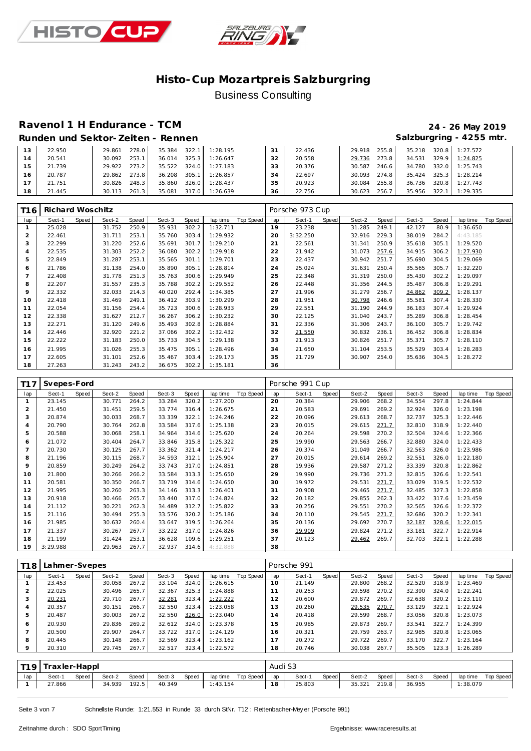# Histo-Cup Mozartpreis Salzburgring

Business Consulting

## Ravenol 1 H Endurance - TCM

**24 - 26 May 2019**

### Runden und Sektor-Zeiten - Rennen

**Salzburgring - 4255 mtr.**

| lap | Sect-1 | Speed | Sect-2 | Speed | Sect-3 | Speed | lap time | Top Speed | lap | Sect-1 | Speed | Sect-2 | Speed | Sect-3 | Speed | lap time | Top Speed |
|---|---|---|---|---|---|---|---|---|---|---|---|---|---|---|---|---|---|
| 13 | 22.950 | | 29.861 | 278.0 | 35.384 | 322.1 | 1:28.195 | | 31 | 22.436 | | 29.918 | 255.8 | 35.218 | 320.8 | 1:27.572 | |
| 14 | 20.541 | | 30.092 | 253.1 | 36.014 | 325.3 | 1:26.647 | | 32 | 20.558 | | 29.736 | 273.8 | 34.531 | 329.9 | 1:24.825 | |
| 15 | 21.739 | | 29.922 | 273.2 | 35.522 | 324.0 | 1:27.183 | | 33 | 20.376 | | 30.587 | 246.6 | 34.780 | 332.0 | 1:25.743 | |
| 16 | 20.787 | | 29.862 | 273.8 | 36.208 | 305.1 | 1:26.857 | | 34 | 22.697 | | 30.093 | 274.8 | 35.424 | 325.3 | 1:28.214 | |
| 17 | 21.751 | | 30.826 | 248.3 | 35.860 | 326.0 | 1:28.437 | | 35 | 20.923 | | 30.084 | 255.8 | 36.736 | 320.8 | 1:27.743 | |
| 18 | 21.445 | | 30.113 | 261.3 | 35.081 | 317.0 | 1:26.639 | | 36 | 22.756 | | 30.623 | 256.7 | 35.956 | 322.1 | 1:29.335 | |

### T16 Richard Woschitz — Porsche 973 Cup

| lap | Sect-1 | Speed | Sect-2 | Speed | Sect-3 | Speed | lap time | Top Speed | lap | Sect-1 | Speed | Sect-2 | Speed | Sect-3 | Speed | lap time | Top Speed |
|---|---|---|---|---|---|---|---|---|---|---|---|---|---|---|---|---|---|
| 1 | 25.028 | | 31.752 | 250.9 | 35.931 | 302.2 | 1:32.711 | | 19 | 23.238 | | 31.285 | 249.1 | 42.127 | 80.9 | 1:36.650 | |
| 2 | 22.461 | | 31.711 | 253.1 | 35.760 | 303.4 | 1:29.932 | | 20 | 3:32.250 | | 32.916 | 229.3 | 38.019 | 284.2 | 4:43.185 | |
| 3 | 22.299 | | 31.220 | 252.6 | 35.691 | 301.7 | 1:29.210 | | 21 | 22.561 | | 31.341 | 250.9 | 35.618 | 305.1 | 1:29.520 | |
| 4 | 22.535 | | 31.303 | 252.2 | 36.080 | 302.2 | 1:29.918 | | 22 | 21.942 | | 31.073 | 257.6 | 34.915 | 306.2 | 1:27.930 | |
| 5 | 22.849 | | 31.287 | 253.1 | 35.565 | 301.1 | 1:29.701 | | 23 | 22.437 | | 30.942 | 251.7 | 35.690 | 304.5 | 1:29.069 | |
| 6 | 21.786 | | 31.138 | 254.0 | 35.890 | 305.1 | 1:28.814 | | 24 | 25.024 | | 31.631 | 250.4 | 35.565 | 305.7 | 1:32.220 | |
| 7 | 22.408 | | 31.778 | 251.3 | 35.763 | 300.6 | 1:29.949 | | 25 | 22.348 | | 31.319 | 250.0 | 35.430 | 302.2 | 1:29.097 | |
| 8 | 22.207 | | 31.557 | 235.3 | 35.788 | 302.2 | 1:29.552 | | 26 | 22.448 | | 31.356 | 244.5 | 35.487 | 306.8 | 1:29.291 | |
| 9 | 22.332 | | 32.033 | 214.3 | 40.020 | 292.4 | 1:34.385 | | 27 | 21.996 | | 31.279 | 256.7 | 34.862 | 309.2 | 1:28.137 | |
| 10 | 22.418 | | 31.469 | 249.1 | 36.412 | 303.9 | 1:30.299 | | 28 | 21.951 | | 30.798 | 246.6 | 35.581 | 307.4 | 1:28.330 | |
| 11 | 22.054 | | 31.156 | 254.4 | 35.723 | 300.6 | 1:28.933 | | 29 | 22.551 | | 31.190 | 244.9 | 36.183 | 307.4 | 1:29.924 | |
| 12 | 22.338 | | 31.627 | 212.7 | 36.267 | 306.2 | 1:30.232 | | 30 | 22.125 | | 31.040 | 243.7 | 35.289 | 306.8 | 1:28.454 | |
| 13 | 22.271 | | 31.120 | 249.6 | 35.493 | 302.8 | 1:28.884 | | 31 | 22.336 | | 31.306 | 243.7 | 36.100 | 305.7 | 1:29.742 | |
| 14 | 22.446 | | 32.920 | 221.2 | 37.066 | 302.2 | 1:32.432 | | 32 | 21.550 | | 30.832 | 236.1 | 36.452 | 306.8 | 1:28.834 | |
| 15 | 22.222 | | 31.183 | 250.0 | 35.733 | 304.5 | 1:29.138 | | 33 | 21.913 | | 30.826 | 251.7 | 35.371 | 305.7 | 1:28.110 | |
| 16 | 21.995 | | 31.026 | 255.3 | 35.475 | 305.1 | 1:28.496 | | 34 | 21.650 | | 31.104 | 253.5 | 35.529 | 303.4 | 1:28.283 | |
| 17 | 22.605 | | 31.101 | 252.6 | 35.467 | 303.4 | 1:29.173 | | 35 | 21.729 | | 30.907 | 254.0 | 35.636 | 304.5 | 1:28.272 | |
| 18 | 27.263 | | 31.243 | 243.2 | 36.675 | 302.2 | 1:35.181 | | 36 | | | | | | | | |

### T17 Svepes-Ford — Porsche 991 Cup

| lap | Sect-1 | Speed | Sect-2 | Speed | Sect-3 | Speed | lap time | Top Speed | lap | Sect-1 | Speed | Sect-2 | Speed | Sect-3 | Speed | lap time | Top Speed |
|---|---|---|---|---|---|---|---|---|---|---|---|---|---|---|---|---|---|
| 1 | 23.145 | | 30.771 | 264.2 | 33.284 | 320.2 | 1:27.200 | | 20 | 20.384 | | 29.906 | 268.2 | 34.554 | 297.8 | 1:24.844 | |
| 2 | 21.450 | | 31.451 | 259.5 | 33.774 | 316.4 | 1:26.675 | | 21 | 20.583 | | 29.691 | 269.2 | 32.924 | 326.0 | 1:23.198 | |
| 3 | 20.874 | | 30.033 | 268.7 | 33.339 | 322.1 | 1:24.246 | | 22 | 20.096 | | 29.613 | 268.7 | 32.737 | 325.3 | 1:22.446 | |
| 4 | 20.790 | | 30.764 | 262.8 | 33.584 | 317.6 | 1:25.138 | | 23 | 20.015 | | 29.615 | 271.7 | 32.810 | 318.9 | 1:22.440 | |
| 5 | 20.588 | | 30.068 | 258.1 | 34.964 | 314.6 | 1:25.620 | | 24 | 20.264 | | 29.598 | 270.2 | 32.504 | 324.6 | 1:22.366 | |
| 6 | 21.072 | | 30.404 | 264.7 | 33.846 | 315.8 | 1:25.322 | | 25 | 19.990 | | 29.563 | 266.7 | 32.880 | 324.0 | 1:22.433 | |
| 7 | 20.730 | | 30.125 | 267.7 | 33.362 | 321.4 | 1:24.217 | | 26 | 20.374 | | 31.049 | 266.7 | 32.563 | 326.0 | 1:23.986 | |
| 8 | 21.196 | | 30.115 | 268.7 | 34.593 | 312.1 | 1:25.904 | | 27 | 20.015 | | 29.614 | 269.2 | 32.551 | 326.0 | 1:22.180 | |
| 9 | 20.859 | | 30.249 | 264.2 | 33.743 | 317.0 | 1:24.851 | | 28 | 19.936 | | 29.587 | 271.2 | 33.339 | 320.8 | 1:22.862 | |
| 10 | 21.800 | | 30.266 | 266.2 | 33.584 | 313.3 | 1:25.650 | | 29 | 19.990 | | 29.736 | 271.2 | 32.815 | 326.6 | 1:22.541 | |
| 11 | 20.581 | | 30.350 | 266.7 | 33.719 | 314.6 | 1:24.650 | | 30 | 19.972 | | 29.531 | 271.7 | 33.029 | 319.5 | 1:22.532 | |
| 12 | 21.995 | | 30.260 | 263.3 | 34.146 | 313.3 | 1:26.401 | | 31 | 20.908 | | 29.465 | 271.7 | 32.485 | 327.3 | 1:22.858 | |
| 13 | 20.918 | | 30.466 | 265.7 | 33.440 | 317.0 | 1:24.824 | | 32 | 20.182 | | 29.855 | 262.3 | 33.422 | 317.6 | 1:23.459 | |
| 14 | 21.112 | | 30.221 | 262.3 | 34.489 | 312.7 | 1:25.822 | | 33 | 20.256 | | 29.551 | 270.2 | 32.565 | 326.6 | 1:22.372 | |
| 15 | 21.116 | | 30.494 | 255.3 | 33.576 | 320.2 | 1:25.186 | | 34 | 20.110 | | 29.545 | 271.7 | 32.686 | 320.2 | 1:22.341 | |
| 16 | 21.985 | | 30.632 | 260.4 | 33.647 | 319.5 | 1:26.264 | | 35 | 20.136 | | 29.692 | 270.7 | 32.187 | 328.6 | 1:22.015 | |
| 17 | 21.337 | | 30.267 | 267.7 | 33.222 | 317.0 | 1:24.826 | | 36 | 19.909 | | 29.824 | 271.2 | 33.181 | 322.7 | 1:22.914 | |
| 18 | 21.199 | | 31.424 | 253.1 | 36.628 | 109.6 | 1:29.251 | | 37 | 20.123 | | 29.462 | 269.7 | 32.703 | 322.1 | 1:22.288 | |
| 19 | 3:29.988 | | 29.963 | 267.7 | 32.937 | 314.6 | 4:32.888 | | 38 | | | | | | | | |

### T18 Lahmer-Svepes — Porsche 991

| lap | Sect-1 | Speed | Sect-2 | Speed | Sect-3 | Speed | lap time | Top Speed | lap | Sect-1 | Speed | Sect-2 | Speed | Sect-3 | Speed | lap time | Top Speed |
|---|---|---|---|---|---|---|---|---|---|---|---|---|---|---|---|---|---|
| 1 | 23.453 | | 30.058 | 267.2 | 33.104 | 324.0 | 1:26.615 | | 10 | 21.149 | | 29.800 | 268.2 | 32.520 | 318.9 | 1:23.469 | |
| 2 | 22.025 | | 30.496 | 265.7 | 32.367 | 325.3 | 1:24.888 | | 11 | 20.253 | | 29.598 | 270.2 | 32.390 | 324.0 | 1:22.241 | |
| 3 | 20.231 | | 29.710 | 267.7 | 32.281 | 323.4 | 1:22.222 | | 12 | 20.600 | | 29.872 | 269.7 | 32.638 | 320.2 | 1:23.110 | |
| 4 | 20.357 | | 30.151 | 266.7 | 32.550 | 323.4 | 1:23.058 | | 13 | 20.260 | | 29.535 | 270.7 | 33.129 | 322.1 | 1:22.924 | |
| 5 | 20.487 | | 30.003 | 267.2 | 32.550 | 326.0 | 1:23.040 | | 14 | 20.418 | | 29.599 | 268.7 | 33.056 | 320.8 | 1:23.073 | |
| 6 | 20.930 | | 29.836 | 269.2 | 32.612 | 324.0 | 1:23.378 | | 15 | 20.985 | | 29.873 | 269.7 | 33.541 | 322.7 | 1:24.399 | |
| 7 | 20.500 | | 29.907 | 264.7 | 33.722 | 317.0 | 1:24.129 | | 16 | 20.321 | | 29.759 | 263.7 | 32.985 | 320.8 | 1:23.065 | |
| 8 | 20.445 | | 30.148 | 266.7 | 32.569 | 323.4 | 1:23.162 | | 17 | 20.272 | | 29.722 | 269.7 | 33.170 | 322.7 | 1:23.164 | |
| 9 | 20.310 | | 29.745 | 267.7 | 32.517 | 323.4 | 1:22.572 | | 18 | 20.746 | | 30.038 | 267.7 | 35.505 | 123.3 | 1:26.289 | |

### T19 Traxler-Happl — Audi S3

| lap | Sect-1 | Speed | Sect-2 | Speed | Sect-3 | Speed | lap time | Top Speed | lap | Sect-1 | Speed | Sect-2 | Speed | Sect-3 | Speed | lap time | Top Speed |
|---|---|---|---|---|---|---|---|---|---|---|---|---|---|---|---|---|---|
| 1 | 27.866 | | 34.939 | 192.5 | 40.349 | | 1:43.154 | | 18 | 25.803 | | 35.321 | 219.8 | 36.955 | | 1:38.079 | |

Schnellste Runde: 1:21.553 in Runde 33 durch StNr. T12 : Rettenbacher-Meyer (Porsche 991)

Zeitnahme durch : SDO SportTiming

Ergebnisse: www.raceresults.at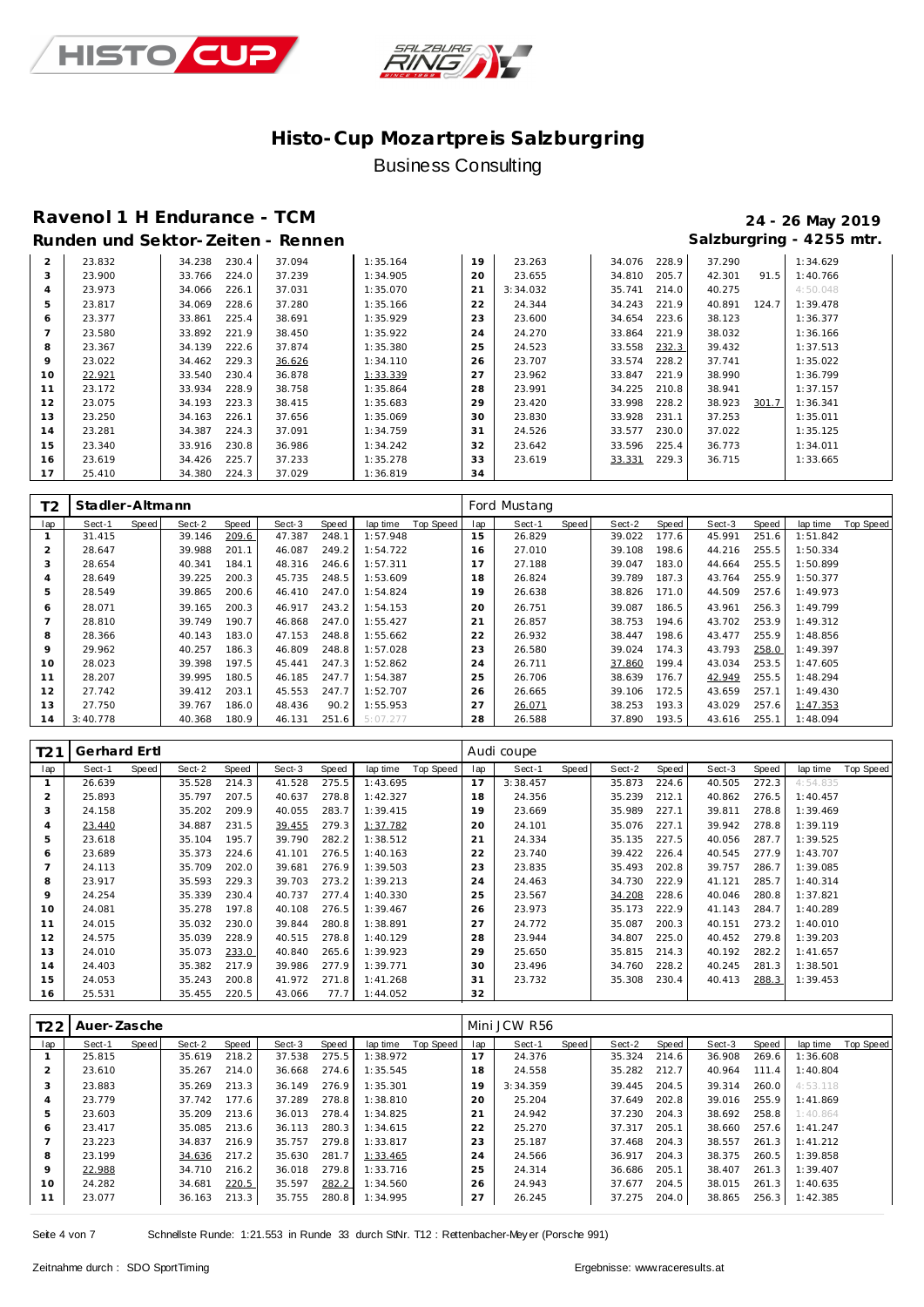# Histo-Cup Mozartpreis Salzburgring

Business Consulting

## Ravenol 1 H Endurance - TCM

**24 - 26 May 2019**

### Runden und Sektor-Zeiten - Rennen

**Salzburgring - 4255 mtr.**

| lap | Sect-1 | Speed | Sect-2 | Speed | Sect-3 | Speed | lap time | Top Speed | lap | Sect-1 | Speed | Sect-2 | Speed | Sect-3 | Speed | lap time | Top Speed |
|---|---|---|---|---|---|---|---|---|---|---|---|---|---|---|---|---|---|
| 2 | 23.832 | | 34.238 | 230.4 | 37.094 | | 1:35.164 | | 19 | 23.263 | | 34.076 | 228.9 | 37.290 | | 1:34.629 | |
| 3 | 23.900 | | 33.766 | 224.0 | 37.239 | | 1:34.905 | | 20 | 23.655 | | 34.810 | 205.7 | 42.301 | 91.5 | 1:40.766 | |
| 4 | 23.973 | | 34.066 | 226.1 | 37.031 | | 1:35.070 | | 21 | 3:34.032 | | 35.741 | 214.0 | 40.275 | | 4:50.048 | |
| 5 | 23.817 | | 34.069 | 228.6 | 37.280 | | 1:35.166 | | 22 | 24.344 | | 34.243 | 221.9 | 40.891 | 124.7 | 1:39.478 | |
| 6 | 23.377 | | 33.861 | 225.4 | 38.691 | | 1:35.929 | | 23 | 23.600 | | 34.654 | 223.6 | 38.123 | | 1:36.377 | |
| 7 | 23.580 | | 33.892 | 221.9 | 38.450 | | 1:35.922 | | 24 | 24.270 | | 33.864 | 221.9 | 38.032 | | 1:36.166 | |
| 8 | 23.367 | | 34.139 | 222.6 | 37.874 | | 1:35.380 | | 25 | 24.523 | | 33.558 | 232.3 | 39.432 | | 1:37.513 | |
| 9 | 23.022 | | 34.462 | 229.3 | 36.626 | | 1:34.110 | | 26 | 23.707 | | 33.574 | 228.2 | 37.741 | | 1:35.022 | |
| 10 | 22.921 | | 33.540 | 230.4 | 36.878 | | 1:33.339 | | 27 | 23.962 | | 33.847 | 221.9 | 38.990 | | 1:36.799 | |
| 11 | 23.172 | | 33.934 | 228.9 | 38.758 | | 1:35.864 | | 28 | 23.991 | | 34.225 | 210.8 | 38.941 | | 1:37.157 | |
| 12 | 23.075 | | 34.193 | 223.3 | 38.415 | | 1:35.683 | | 29 | 23.420 | | 33.998 | 228.2 | 38.923 | 301.7 | 1:36.341 | |
| 13 | 23.250 | | 34.163 | 226.1 | 37.656 | | 1:35.069 | | 30 | 23.830 | | 33.928 | 231.1 | 37.253 | | 1:35.011 | |
| 14 | 23.281 | | 34.387 | 224.3 | 37.091 | | 1:34.759 | | 31 | 24.526 | | 33.577 | 230.0 | 37.022 | | 1:35.125 | |
| 15 | 23.340 | | 33.916 | 230.8 | 36.986 | | 1:34.242 | | 32 | 23.642 | | 33.596 | 225.4 | 36.773 | | 1:34.011 | |
| 16 | 23.619 | | 34.426 | 225.7 | 37.233 | | 1:35.278 | | 33 | 23.619 | | 33.331 | 229.3 | 36.715 | | 1:33.665 | |
| 17 | 25.410 | | 34.380 | 224.3 | 37.029 | | 1:36.819 | | 34 | | | | | | | | |

**T2 Stadler-Altmann — Ford Mustang**

| lap | Sect-1 | Speed | Sect-2 | Speed | Sect-3 | Speed | lap time | Top Speed | lap | Sect-1 | Speed | Sect-2 | Speed | Sect-3 | Speed | lap time | Top Speed |
|---|---|---|---|---|---|---|---|---|---|---|---|---|---|---|---|---|---|
| 1 | 31.415 | | 39.146 | 209.6 | 47.387 | 248.1 | 1:57.948 | | 15 | 26.829 | | 39.022 | 177.6 | 45.991 | 251.6 | 1:51.842 | |
| 2 | 28.647 | | 39.988 | 201.1 | 46.087 | 249.2 | 1:54.722 | | 16 | 27.010 | | 39.108 | 198.6 | 44.216 | 255.5 | 1:50.334 | |
| 3 | 28.654 | | 40.341 | 184.1 | 48.316 | 246.6 | 1:57.311 | | 17 | 27.188 | | 39.047 | 183.0 | 44.664 | 255.5 | 1:50.899 | |
| 4 | 28.649 | | 39.225 | 200.3 | 45.735 | 248.5 | 1:53.609 | | 18 | 26.824 | | 39.789 | 187.3 | 43.764 | 255.9 | 1:50.377 | |
| 5 | 28.549 | | 39.865 | 200.6 | 46.410 | 247.0 | 1:54.824 | | 19 | 26.638 | | 38.826 | 171.0 | 44.509 | 257.6 | 1:49.973 | |
| 6 | 28.071 | | 39.165 | 200.3 | 46.917 | 243.2 | 1:54.153 | | 20 | 26.751 | | 39.087 | 186.5 | 43.961 | 256.3 | 1:49.799 | |
| 7 | 28.810 | | 39.749 | 190.7 | 46.868 | 247.0 | 1:55.427 | | 21 | 26.857 | | 38.753 | 194.6 | 43.702 | 253.9 | 1:49.312 | |
| 8 | 28.366 | | 40.143 | 183.0 | 47.153 | 248.8 | 1:55.662 | | 22 | 26.932 | | 38.447 | 198.6 | 43.477 | 255.9 | 1:48.856 | |
| 9 | 29.962 | | 40.257 | 186.3 | 46.809 | 248.8 | 1:57.028 | | 23 | 26.580 | | 39.024 | 174.3 | 43.793 | 258.0 | 1:49.397 | |
| 10 | 28.023 | | 39.398 | 197.5 | 45.441 | 247.3 | 1:52.862 | | 24 | 26.711 | | 37.860 | 199.4 | 43.034 | 253.5 | 1:47.605 | |
| 11 | 28.207 | | 39.995 | 180.5 | 46.185 | 247.7 | 1:54.387 | | 25 | 26.706 | | 38.639 | 176.7 | 42.949 | 255.5 | 1:48.294 | |
| 12 | 27.742 | | 39.412 | 203.1 | 45.553 | 247.7 | 1:52.707 | | 26 | 26.665 | | 39.106 | 172.5 | 43.659 | 257.1 | 1:49.430 | |
| 13 | 27.750 | | 39.767 | 186.0 | 48.436 | 90.2 | 1:55.953 | | 27 | 26.071 | | 38.253 | 193.3 | 43.029 | 257.6 | 1:47.353 | |
| 14 | 3:40.778 | | 40.368 | 180.9 | 46.131 | 251.6 | 5:07.277 | | 28 | 26.588 | | 37.890 | 193.5 | 43.616 | 255.1 | 1:48.094 | |

**T21 Gerhard Ertl — Audi coupe**

| lap | Sect-1 | Speed | Sect-2 | Speed | Sect-3 | Speed | lap time | Top Speed | lap | Sect-1 | Speed | Sect-2 | Speed | Sect-3 | Speed | lap time | Top Speed |
|---|---|---|---|---|---|---|---|---|---|---|---|---|---|---|---|---|---|
| 1 | 26.639 | | 35.528 | 214.3 | 41.528 | 275.5 | 1:43.695 | | 17 | 3:38.457 | | 35.873 | 224.6 | 40.505 | 272.3 | 4:54.835 | |
| 2 | 25.893 | | 35.797 | 207.5 | 40.637 | 278.8 | 1:42.327 | | 18 | 24.356 | | 35.239 | 212.1 | 40.862 | 276.5 | 1:40.457 | |
| 3 | 24.158 | | 35.202 | 209.9 | 40.055 | 283.7 | 1:39.415 | | 19 | 23.669 | | 35.989 | 227.1 | 39.811 | 278.8 | 1:39.469 | |
| 4 | 23.440 | | 34.887 | 231.5 | 39.455 | 279.3 | 1:37.782 | | 20 | 24.101 | | 35.076 | 227.1 | 39.942 | 278.8 | 1:39.119 | |
| 5 | 23.618 | | 35.104 | 195.7 | 39.790 | 282.2 | 1:38.512 | | 21 | 24.334 | | 35.135 | 227.5 | 40.056 | 287.7 | 1:39.525 | |
| 6 | 23.689 | | 35.373 | 224.6 | 41.101 | 276.5 | 1:40.163 | | 22 | 23.740 | | 39.422 | 226.4 | 40.545 | 277.9 | 1:43.707 | |
| 7 | 24.113 | | 35.709 | 202.0 | 39.681 | 276.9 | 1:39.503 | | 23 | 23.835 | | 35.493 | 202.8 | 39.757 | 286.7 | 1:39.085 | |
| 8 | 23.917 | | 35.593 | 229.3 | 39.703 | 273.2 | 1:39.213 | | 24 | 24.463 | | 34.730 | 222.9 | 41.121 | 285.7 | 1:40.314 | |
| 9 | 24.254 | | 35.339 | 230.4 | 40.737 | 277.4 | 1:40.330 | | 25 | 23.567 | | 34.208 | 228.6 | 40.046 | 280.8 | 1:37.821 | |
| 10 | 24.081 | | 35.278 | 197.8 | 40.108 | 276.5 | 1:39.467 | | 26 | 23.973 | | 35.173 | 222.9 | 41.143 | 284.7 | 1:40.289 | |
| 11 | 24.015 | | 35.032 | 230.0 | 39.844 | 280.8 | 1:38.891 | | 27 | 24.772 | | 35.087 | 200.3 | 40.151 | 273.2 | 1:40.010 | |
| 12 | 24.575 | | 35.039 | 228.9 | 40.515 | 278.8 | 1:40.129 | | 28 | 23.944 | | 34.807 | 225.0 | 40.452 | 279.8 | 1:39.203 | |
| 13 | 24.010 | | 35.073 | 233.0 | 40.840 | 265.6 | 1:39.923 | | 29 | 25.650 | | 35.815 | 214.3 | 40.192 | 282.2 | 1:41.657 | |
| 14 | 24.403 | | 35.382 | 217.9 | 39.986 | 277.9 | 1:39.771 | | 30 | 23.496 | | 34.760 | 228.2 | 40.245 | 281.3 | 1:38.501 | |
| 15 | 24.053 | | 35.243 | 200.8 | 41.972 | 271.8 | 1:41.268 | | 31 | 23.732 | | 35.308 | 230.4 | 40.413 | 288.3 | 1:39.453 | |
| 16 | 25.531 | | 35.455 | 220.5 | 43.066 | 77.7 | 1:44.052 | | 32 | | | | | | | | |

**T22 Auer-Zasche — Mini JCW R56**

| lap | Sect-1 | Speed | Sect-2 | Speed | Sect-3 | Speed | lap time | Top Speed | lap | Sect-1 | Speed | Sect-2 | Speed | Sect-3 | Speed | lap time | Top Speed |
|---|---|---|---|---|---|---|---|---|---|---|---|---|---|---|---|---|---|
| 1 | 25.815 | | 35.619 | 218.2 | 37.538 | 275.5 | 1:38.972 | | 17 | 24.376 | | 35.324 | 214.6 | 36.908 | 269.6 | 1:36.608 | |
| 2 | 23.610 | | 35.267 | 214.0 | 36.668 | 274.6 | 1:35.545 | | 18 | 24.558 | | 35.282 | 212.7 | 40.964 | 111.4 | 1:40.804 | |
| 3 | 23.883 | | 35.269 | 213.3 | 36.149 | 276.9 | 1:35.301 | | 19 | 3:34.359 | | 39.445 | 204.5 | 39.314 | 260.0 | 4:53.118 | |
| 4 | 23.779 | | 37.742 | 177.6 | 37.289 | 278.8 | 1:38.810 | | 20 | 25.204 | | 37.649 | 202.8 | 39.016 | 255.9 | 1:41.869 | |
| 5 | 23.603 | | 35.209 | 213.6 | 36.013 | 278.4 | 1:34.825 | | 21 | 24.942 | | 37.230 | 204.3 | 38.692 | 258.8 | 1:40.864 | |
| 6 | 23.417 | | 35.085 | 213.6 | 36.113 | 280.3 | 1:34.615 | | 22 | 25.270 | | 37.317 | 205.1 | 38.660 | 257.6 | 1:41.247 | |
| 7 | 23.223 | | 34.837 | 216.9 | 35.757 | 279.8 | 1:33.817 | | 23 | 25.187 | | 37.468 | 204.3 | 38.557 | 261.3 | 1:41.212 | |
| 8 | 23.199 | | 34.636 | 217.2 | 35.630 | 281.7 | 1:33.465 | | 24 | 24.566 | | 36.917 | 204.3 | 38.375 | 260.5 | 1:39.858 | |
| 9 | 22.988 | | 34.710 | 216.2 | 36.018 | 279.8 | 1:33.716 | | 25 | 24.314 | | 36.686 | 205.1 | 38.407 | 261.3 | 1:39.407 | |
| 10 | 24.282 | | 34.681 | 220.5 | 35.597 | 282.2 | 1:34.560 | | 26 | 24.943 | | 37.677 | 204.5 | 38.015 | 261.3 | 1:40.635 | |
| 11 | 23.077 | | 36.163 | 213.3 | 35.755 | 280.8 | 1:34.995 | | 27 | 26.245 | | 37.275 | 204.0 | 38.865 | 256.3 | 1:42.385 | |

Schnellste Runde: 1:21.553 in Runde 33 durch StNr. T12 : Rettenbacher-Meyer (Porsche 991)

Zeitnahme durch : SDO SportTiming

Ergebnisse: www.raceresults.at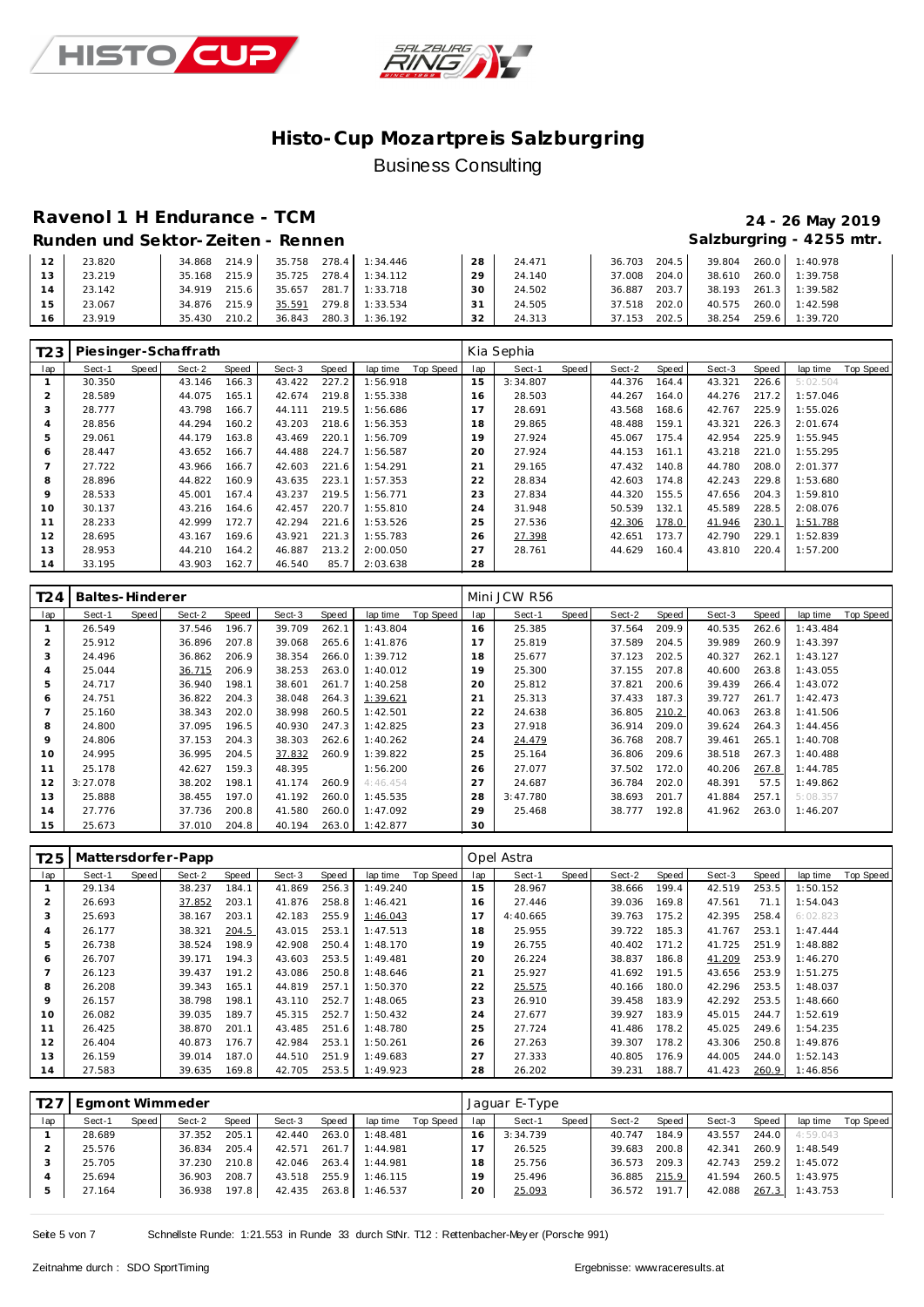# Histo-Cup Mozartpreis Salzburgring

Business Consulting

## Ravenol 1 H Endurance - TCM

**24 - 26 May 2019**

### Runden und Sektor-Zeiten - Rennen

**Salzburgring - 4255 mtr.**

| lap | Sect-1 | Speed | Sect-2 | Speed | Sect-3 | Speed | lap time | Top Speed | lap | Sect-1 | Speed | Sect-2 | Speed | Sect-3 | Speed | lap time | Top Speed |
|---|---|---|---|---|---|---|---|---|---|---|---|---|---|---|---|---|---|
| 12 | 23.820 | | 34.868 | 214.9 | 35.758 | 278.4 | 1:34.446 | | 28 | 24.471 | | 36.703 | 204.5 | 39.804 | 260.0 | 1:40.978 | |
| 13 | 23.219 | | 35.168 | 215.9 | 35.725 | 278.4 | 1:34.112 | | 29 | 24.140 | | 37.008 | 204.0 | 38.610 | 260.0 | 1:39.758 | |
| 14 | 23.142 | | 34.919 | 215.6 | 35.657 | 281.7 | 1:33.718 | | 30 | 24.502 | | 36.887 | 203.7 | 38.193 | 261.3 | 1:39.582 | |
| 15 | 23.067 | | 34.876 | 215.9 | 35.591 | 279.8 | 1:33.534 | | 31 | 24.505 | | 37.518 | 202.0 | 40.575 | 260.0 | 1:42.598 | |
| 16 | 23.919 | | 35.430 | 210.2 | 36.843 | 280.3 | 1:36.192 | | 32 | 24.313 | | 37.153 | 202.5 | 38.254 | 259.6 | 1:39.720 | |

### T23 Piesinger-Schaffrath — Kia Sephia

| lap | Sect-1 | Speed | Sect-2 | Speed | Sect-3 | Speed | lap time | Top Speed | lap | Sect-1 | Speed | Sect-2 | Speed | Sect-3 | Speed | lap time | Top Speed |
|---|---|---|---|---|---|---|---|---|---|---|---|---|---|---|---|---|---|
| 1 | 30.350 | | 43.146 | 166.3 | 43.422 | 227.2 | 1:56.918 | | 15 | 3:34.807 | | 44.376 | 164.4 | 43.321 | 226.6 | 5:02.504 | |
| 2 | 28.589 | | 44.075 | 165.1 | 42.674 | 219.8 | 1:55.338 | | 16 | 28.503 | | 44.267 | 164.0 | 44.276 | 217.2 | 1:57.046 | |
| 3 | 28.777 | | 43.798 | 166.7 | 44.111 | 219.5 | 1:56.686 | | 17 | 28.691 | | 43.568 | 168.6 | 42.767 | 225.9 | 1:55.026 | |
| 4 | 28.856 | | 44.294 | 160.2 | 43.203 | 218.6 | 1:56.353 | | 18 | 29.865 | | 48.488 | 159.1 | 43.321 | 226.3 | 2:01.674 | |
| 5 | 29.061 | | 44.179 | 163.8 | 43.469 | 220.1 | 1:56.709 | | 19 | 27.924 | | 45.067 | 175.4 | 42.954 | 225.9 | 1:55.945 | |
| 6 | 28.447 | | 43.652 | 166.7 | 44.488 | 224.7 | 1:56.587 | | 20 | 27.924 | | 44.153 | 161.1 | 43.218 | 221.0 | 1:55.295 | |
| 7 | 27.722 | | 43.966 | 166.7 | 42.603 | 221.6 | 1:54.291 | | 21 | 29.165 | | 47.432 | 140.8 | 44.780 | 208.0 | 2:01.377 | |
| 8 | 28.896 | | 44.822 | 160.9 | 43.635 | 223.1 | 1:57.353 | | 22 | 28.834 | | 42.603 | 174.8 | 42.243 | 229.8 | 1:53.680 | |
| 9 | 28.533 | | 45.001 | 167.4 | 43.237 | 219.5 | 1:56.771 | | 23 | 27.834 | | 44.320 | 155.5 | 47.656 | 204.3 | 1:59.810 | |
| 10 | 30.137 | | 43.216 | 164.6 | 42.457 | 220.7 | 1:55.810 | | 24 | 31.948 | | 50.539 | 132.1 | 45.589 | 228.5 | 2:08.076 | |
| 11 | 28.233 | | 42.999 | 172.7 | 42.294 | 221.6 | 1:53.526 | | 25 | 27.536 | | 42.306 | 178.0 | 41.946 | 230.1 | 1:51.788 | |
| 12 | 28.695 | | 43.167 | 169.6 | 43.921 | 221.3 | 1:55.783 | | 26 | 27.398 | | 42.651 | 173.7 | 42.790 | 229.1 | 1:52.839 | |
| 13 | 28.953 | | 44.210 | 164.2 | 46.887 | 213.2 | 2:00.050 | | 27 | 28.761 | | 44.629 | 160.4 | 43.810 | 220.4 | 1:57.200 | |
| 14 | 33.195 | | 43.903 | 162.7 | 46.540 | 85.7 | 2:03.638 | | 28 | | | | | | | | |

### T24 Baltes-Hinderer — Mini JCW R56

| lap | Sect-1 | Speed | Sect-2 | Speed | Sect-3 | Speed | lap time | Top Speed | lap | Sect-1 | Speed | Sect-2 | Speed | Sect-3 | Speed | lap time | Top Speed |
|---|---|---|---|---|---|---|---|---|---|---|---|---|---|---|---|---|---|
| 1 | 26.549 | | 37.546 | 196.7 | 39.709 | 262.1 | 1:43.804 | | 16 | 25.385 | | 37.564 | 209.9 | 40.535 | 262.6 | 1:43.484 | |
| 2 | 25.912 | | 36.896 | 207.8 | 39.068 | 265.6 | 1:41.876 | | 17 | 25.819 | | 37.589 | 204.5 | 39.989 | 260.9 | 1:43.397 | |
| 3 | 24.496 | | 36.862 | 206.9 | 38.354 | 266.0 | 1:39.712 | | 18 | 25.677 | | 37.123 | 202.5 | 40.327 | 262.1 | 1:43.127 | |
| 4 | 25.044 | | 36.715 | 206.9 | 38.253 | 263.0 | 1:40.012 | | 19 | 25.300 | | 37.155 | 207.8 | 40.600 | 263.8 | 1:43.055 | |
| 5 | 24.717 | | 36.940 | 198.1 | 38.601 | 261.7 | 1:40.258 | | 20 | 25.812 | | 37.821 | 200.6 | 39.439 | 266.4 | 1:43.072 | |
| 6 | 24.751 | | 36.822 | 204.3 | 38.048 | 264.3 | 1:39.621 | | 21 | 25.313 | | 37.433 | 187.3 | 39.727 | 261.7 | 1:42.473 | |
| 7 | 25.160 | | 38.343 | 202.0 | 38.998 | 260.5 | 1:42.501 | | 22 | 24.638 | | 36.805 | 210.2 | 40.063 | 263.8 | 1:41.506 | |
| 8 | 24.800 | | 37.095 | 196.5 | 40.930 | 247.3 | 1:42.825 | | 23 | 27.918 | | 36.914 | 209.0 | 39.624 | 264.3 | 1:44.456 | |
| 9 | 24.806 | | 37.153 | 204.3 | 38.303 | 262.6 | 1:40.262 | | 24 | 24.479 | | 36.768 | 208.7 | 39.461 | 265.1 | 1:40.708 | |
| 10 | 24.995 | | 36.995 | 204.5 | 37.832 | 260.9 | 1:39.822 | | 25 | 25.164 | | 36.806 | 209.6 | 38.518 | 267.3 | 1:40.488 | |
| 11 | 25.178 | | 42.627 | 159.3 | 48.395 | | 1:56.200 | | 26 | 27.077 | | 37.502 | 172.0 | 40.206 | 267.8 | 1:44.785 | |
| 12 | 3:27.078 | | 38.202 | 198.1 | 41.174 | 260.9 | 4:46.454 | | 27 | 24.687 | | 36.784 | 202.0 | 48.391 | 57.5 | 1:49.862 | |
| 13 | 25.888 | | 38.455 | 197.0 | 41.192 | 260.0 | 1:45.535 | | 28 | 3:47.780 | | 38.693 | 201.7 | 41.884 | 257.1 | 5:08.357 | |
| 14 | 27.776 | | 37.736 | 200.8 | 41.580 | 260.0 | 1:47.092 | | 29 | 25.468 | | 38.777 | 192.8 | 41.962 | 263.0 | 1:46.207 | |
| 15 | 25.673 | | 37.010 | 204.8 | 40.194 | 263.0 | 1:42.877 | | 30 | | | | | | | | |

### T25 Mattersdorfer-Papp — Opel Astra

| lap | Sect-1 | Speed | Sect-2 | Speed | Sect-3 | Speed | lap time | Top Speed | lap | Sect-1 | Speed | Sect-2 | Speed | Sect-3 | Speed | lap time | Top Speed |
|---|---|---|---|---|---|---|---|---|---|---|---|---|---|---|---|---|---|
| 1 | 29.134 | | 38.237 | 184.1 | 41.869 | 256.3 | 1:49.240 | | 15 | 28.967 | | 38.666 | 199.4 | 42.519 | 253.5 | 1:50.152 | |
| 2 | 26.693 | | 37.852 | 203.1 | 41.876 | 258.8 | 1:46.421 | | 16 | 27.446 | | 39.036 | 169.8 | 47.561 | 71.1 | 1:54.043 | |
| 3 | 25.693 | | 38.167 | 203.1 | 42.183 | 255.9 | 1:46.043 | | 17 | 4:40.665 | | 39.763 | 175.2 | 42.395 | 258.4 | 6:02.823 | |
| 4 | 26.177 | | 38.321 | 204.5 | 43.015 | 253.1 | 1:47.513 | | 18 | 25.955 | | 39.722 | 185.3 | 41.767 | 253.1 | 1:47.444 | |
| 5 | 26.738 | | 38.524 | 198.9 | 42.908 | 250.4 | 1:48.170 | | 19 | 26.755 | | 40.402 | 171.2 | 41.725 | 251.9 | 1:48.882 | |
| 6 | 26.707 | | 39.171 | 194.3 | 43.603 | 253.5 | 1:49.481 | | 20 | 26.224 | | 38.837 | 186.8 | 41.209 | 253.9 | 1:46.270 | |
| 7 | 26.123 | | 39.437 | 191.2 | 43.086 | 250.8 | 1:48.646 | | 21 | 25.927 | | 41.692 | 191.5 | 43.656 | 253.9 | 1:51.275 | |
| 8 | 26.208 | | 39.343 | 165.1 | 44.819 | 257.1 | 1:50.370 | | 22 | 25.575 | | 40.166 | 180.0 | 42.296 | 253.5 | 1:48.037 | |
| 9 | 26.157 | | 38.798 | 198.1 | 43.110 | 252.7 | 1:48.065 | | 23 | 26.910 | | 39.458 | 183.9 | 42.292 | 253.5 | 1:48.660 | |
| 10 | 26.082 | | 39.035 | 189.7 | 45.315 | 252.7 | 1:50.432 | | 24 | 27.677 | | 39.927 | 183.9 | 45.015 | 244.7 | 1:52.619 | |
| 11 | 26.425 | | 38.870 | 201.1 | 43.485 | 251.6 | 1:48.780 | | 25 | 27.724 | | 41.486 | 178.2 | 45.025 | 249.6 | 1:54.235 | |
| 12 | 26.404 | | 40.873 | 176.7 | 42.984 | 253.1 | 1:50.261 | | 26 | 27.263 | | 39.307 | 178.2 | 43.306 | 250.8 | 1:49.876 | |
| 13 | 26.159 | | 39.014 | 187.0 | 44.510 | 251.9 | 1:49.683 | | 27 | 27.333 | | 40.805 | 176.9 | 44.005 | 244.0 | 1:52.143 | |
| 14 | 27.583 | | 39.635 | 169.8 | 42.705 | 253.5 | 1:49.923 | | 28 | 26.202 | | 39.231 | 188.7 | 41.423 | 260.9 | 1:46.856 | |

### T27 Egmont Wimmeder — Jaguar E-Type

| lap | Sect-1 | Speed | Sect-2 | Speed | Sect-3 | Speed | lap time | Top Speed | lap | Sect-1 | Speed | Sect-2 | Speed | Sect-3 | Speed | lap time | Top Speed |
|---|---|---|---|---|---|---|---|---|---|---|---|---|---|---|---|---|---|
| 1 | 28.689 | | 37.352 | 205.1 | 42.440 | 263.0 | 1:48.481 | | 16 | 3:34.739 | | 40.747 | 184.9 | 43.557 | 244.0 | 4:59.043 | |
| 2 | 25.576 | | 36.834 | 205.4 | 42.571 | 261.7 | 1:44.981 | | 17 | 26.525 | | 39.683 | 200.8 | 42.341 | 260.9 | 1:48.549 | |
| 3 | 25.705 | | 37.230 | 210.8 | 42.046 | 263.4 | 1:44.981 | | 18 | 25.756 | | 36.573 | 209.3 | 42.743 | 259.2 | 1:45.072 | |
| 4 | 25.694 | | 36.903 | 208.7 | 43.518 | 255.9 | 1:46.115 | | 19 | 25.496 | | 36.885 | 215.9 | 41.594 | 260.5 | 1:43.975 | |
| 5 | 27.164 | | 36.938 | 197.8 | 42.435 | 263.8 | 1:46.537 | | 20 | 25.093 | | 36.572 | 191.7 | 42.088 | 267.3 | 1:43.753 | |

Schnellste Runde: 1:21.553 in Runde 33 durch StNr. T12 : Rettenbacher-Meyer (Porsche 991)

Zeitnahme durch : SDO SportTiming

Ergebnisse: www.raceresults.at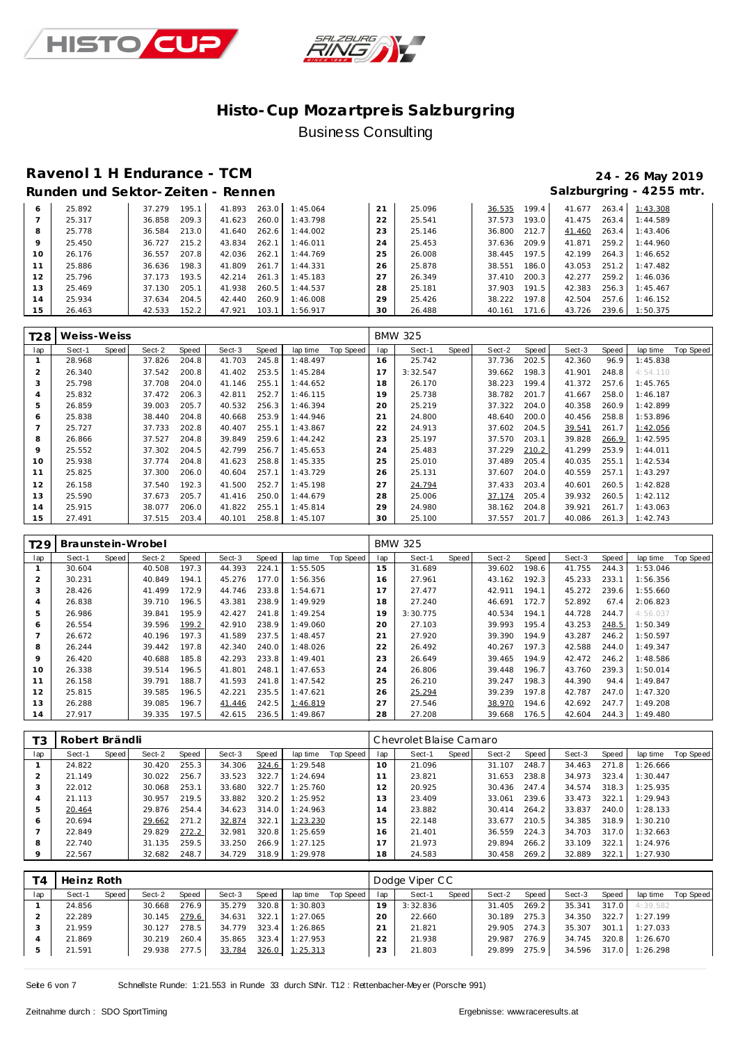# Histo-Cup Mozartpreis Salzburgring

Business Consulting

## Ravenol 1 H Endurance - TCM

**24 - 26 May 2019**

### Runden und Sektor-Zeiten - Rennen

**Salzburgring - 4255 mtr.**

| lap | Sect-1 | Speed | Sect-2 | Speed | Sect-3 | Speed | lap time | Top Speed | lap | Sect-1 | Speed | Sect-2 | Speed | Sect-3 | Speed | lap time | Top Speed |
|---|---|---|---|---|---|---|---|---|---|---|---|---|---|---|---|---|---|
| 6 | 25.892 | | 37.279 | 195.1 | 41.893 | 263.0 | 1:45.064 | | 21 | 25.096 | | 36.535 | 199.4 | 41.677 | 263.4 | 1:43.308 | |
| 7 | 25.317 | | 36.858 | 209.3 | 41.623 | 260.0 | 1:43.798 | | 22 | 25.541 | | 37.573 | 193.0 | 41.475 | 263.4 | 1:44.589 | |
| 8 | 25.778 | | 36.584 | 213.0 | 41.640 | 262.6 | 1:44.002 | | 23 | 25.146 | | 36.800 | 212.7 | 41.460 | 263.4 | 1:43.406 | |
| 9 | 25.450 | | 36.727 | 215.2 | 43.834 | 262.1 | 1:46.011 | | 24 | 25.453 | | 37.636 | 209.9 | 41.871 | 259.2 | 1:44.960 | |
| 10 | 26.176 | | 36.557 | 207.8 | 42.036 | 262.1 | 1:44.769 | | 25 | 26.008 | | 38.445 | 197.5 | 42.199 | 264.3 | 1:46.652 | |
| 11 | 25.886 | | 36.636 | 198.3 | 41.809 | 261.7 | 1:44.331 | | 26 | 25.878 | | 38.551 | 186.0 | 43.053 | 251.2 | 1:47.482 | |
| 12 | 25.796 | | 37.173 | 193.5 | 42.214 | 261.3 | 1:45.183 | | 27 | 26.349 | | 37.410 | 200.3 | 42.277 | 259.2 | 1:46.036 | |
| 13 | 25.469 | | 37.130 | 205.1 | 41.938 | 260.5 | 1:44.537 | | 28 | 25.181 | | 37.903 | 191.5 | 42.383 | 256.3 | 1:45.467 | |
| 14 | 25.934 | | 37.634 | 204.5 | 42.440 | 260.9 | 1:46.008 | | 29 | 25.426 | | 38.222 | 197.8 | 42.504 | 257.6 | 1:46.152 | |
| 15 | 26.463 | | 42.533 | 152.2 | 47.921 | 103.1 | 1:56.917 | | 30 | 26.488 | | 40.161 | 171.6 | 43.726 | 239.6 | 1:50.375 | |

| T28 | Weiss-Weiss | | | | | | | | BMW 325 | | | | | | | | |
|---|---|---|---|---|---|---|---|---|---|---|---|---|---|---|---|---|---|
| lap | Sect-1 | Speed | Sect-2 | Speed | Sect-3 | Speed | lap time | Top Speed | lap | Sect-1 | Speed | Sect-2 | Speed | Sect-3 | Speed | lap time | Top Speed |
| 1 | 28.968 | | 37.826 | 204.8 | 41.703 | 245.8 | 1:48.497 | | 16 | 25.742 | | 37.736 | 202.5 | 42.360 | 96.9 | 1:45.838 | |
| 2 | 26.340 | | 37.542 | 200.8 | 41.402 | 253.5 | 1:45.284 | | 17 | 3:32.547 | | 39.662 | 198.3 | 41.901 | 248.8 | 4:54.110 | |
| 3 | 25.798 | | 37.708 | 204.0 | 41.146 | 255.1 | 1:44.652 | | 18 | 26.170 | | 38.223 | 199.4 | 41.372 | 257.6 | 1:45.765 | |
| 4 | 25.832 | | 37.472 | 206.3 | 42.811 | 252.7 | 1:46.115 | | 19 | 25.738 | | 38.782 | 201.7 | 41.667 | 258.0 | 1:46.187 | |
| 5 | 26.859 | | 39.003 | 205.7 | 40.532 | 256.3 | 1:46.394 | | 20 | 25.219 | | 37.322 | 204.0 | 40.358 | 260.9 | 1:42.899 | |
| 6 | 25.838 | | 38.440 | 204.8 | 40.668 | 253.9 | 1:44.946 | | 21 | 24.800 | | 48.640 | 200.0 | 40.456 | 258.8 | 1:53.896 | |
| 7 | 25.727 | | 37.733 | 202.8 | 40.407 | 255.1 | 1:43.867 | | 22 | 24.913 | | 37.602 | 204.5 | 39.541 | 261.7 | 1:42.056 | |
| 8 | 26.866 | | 37.527 | 204.8 | 39.849 | 259.6 | 1:44.242 | | 23 | 25.197 | | 37.570 | 203.1 | 39.828 | 266.9 | 1:42.595 | |
| 9 | 25.552 | | 37.302 | 204.5 | 42.799 | 256.7 | 1:45.653 | | 24 | 25.483 | | 37.229 | 210.2 | 41.299 | 253.9 | 1:44.011 | |
| 10 | 25.938 | | 37.774 | 204.8 | 41.623 | 258.8 | 1:45.335 | | 25 | 25.010 | | 37.489 | 205.4 | 40.035 | 255.1 | 1:42.534 | |
| 11 | 25.825 | | 37.300 | 206.0 | 40.604 | 257.1 | 1:43.729 | | 26 | 25.131 | | 37.607 | 204.0 | 40.559 | 257.1 | 1:43.297 | |
| 12 | 26.158 | | 37.540 | 192.3 | 41.500 | 252.7 | 1:45.198 | | 27 | 24.794 | | 37.433 | 203.4 | 40.601 | 260.5 | 1:42.828 | |
| 13 | 25.590 | | 37.673 | 205.7 | 41.416 | 250.0 | 1:44.679 | | 28 | 25.006 | | 37.174 | 205.4 | 39.932 | 260.5 | 1:42.112 | |
| 14 | 25.915 | | 38.077 | 206.0 | 41.822 | 255.1 | 1:45.814 | | 29 | 24.980 | | 38.162 | 204.8 | 39.921 | 261.7 | 1:43.063 | |
| 15 | 27.491 | | 37.515 | 203.4 | 40.101 | 258.8 | 1:45.107 | | 30 | 25.100 | | 37.557 | 201.7 | 40.086 | 261.3 | 1:42.743 | |

| T29 | Braunstein-Wrobel | | | | | | | | BMW 325 | | | | | | | | |
|---|---|---|---|---|---|---|---|---|---|---|---|---|---|---|---|---|---|
| lap | Sect-1 | Speed | Sect-2 | Speed | Sect-3 | Speed | lap time | Top Speed | lap | Sect-1 | Speed | Sect-2 | Speed | Sect-3 | Speed | lap time | Top Speed |
| 1 | 30.604 | | 40.508 | 197.3 | 44.393 | 224.1 | 1:55.505 | | 15 | 31.689 | | 39.602 | 198.6 | 41.755 | 244.3 | 1:53.046 | |
| 2 | 30.231 | | 40.849 | 194.1 | 45.276 | 177.0 | 1:56.356 | | 16 | 27.961 | | 43.162 | 192.3 | 45.233 | 233.1 | 1:56.356 | |
| 3 | 28.426 | | 41.499 | 172.9 | 44.746 | 233.8 | 1:54.671 | | 17 | 27.477 | | 42.911 | 194.1 | 45.272 | 239.6 | 1:55.660 | |
| 4 | 26.838 | | 39.710 | 196.5 | 43.381 | 238.9 | 1:49.929 | | 18 | 27.240 | | 46.691 | 172.7 | 52.892 | 67.4 | 2:06.823 | |
| 5 | 26.986 | | 39.841 | 195.9 | 42.427 | 241.8 | 1:49.254 | | 19 | 3:30.775 | | 40.534 | 194.1 | 44.728 | 244.7 | 4:56.037 | |
| 6 | 26.554 | | 39.596 | 199.2 | 42.910 | 238.9 | 1:49.060 | | 20 | 27.103 | | 39.993 | 195.4 | 43.253 | 248.5 | 1:50.349 | |
| 7 | 26.672 | | 40.196 | 197.3 | 41.589 | 237.5 | 1:48.457 | | 21 | 27.920 | | 39.390 | 194.9 | 43.287 | 246.2 | 1:50.597 | |
| 8 | 26.244 | | 39.442 | 197.8 | 42.340 | 240.0 | 1:48.026 | | 22 | 26.492 | | 40.267 | 197.3 | 42.588 | 244.0 | 1:49.347 | |
| 9 | 26.420 | | 40.688 | 185.8 | 42.293 | 233.8 | 1:49.401 | | 23 | 26.649 | | 39.465 | 194.9 | 42.472 | 246.2 | 1:48.586 | |
| 10 | 26.338 | | 39.514 | 196.5 | 41.801 | 248.1 | 1:47.653 | | 24 | 26.806 | | 39.448 | 196.7 | 43.760 | 239.3 | 1:50.014 | |
| 11 | 26.158 | | 39.791 | 188.7 | 41.593 | 241.8 | 1:47.542 | | 25 | 26.210 | | 39.247 | 198.3 | 44.390 | 94.4 | 1:49.847 | |
| 12 | 25.815 | | 39.585 | 196.5 | 42.221 | 235.5 | 1:47.621 | | 26 | 25.294 | | 39.239 | 197.8 | 42.787 | 247.0 | 1:47.320 | |
| 13 | 26.288 | | 39.085 | 196.7 | 41.446 | 242.5 | 1:46.819 | | 27 | 27.546 | | 38.970 | 194.6 | 42.692 | 247.7 | 1:49.208 | |
| 14 | 27.917 | | 39.335 | 197.5 | 42.615 | 236.5 | 1:49.867 | | 28 | 27.208 | | 39.668 | 176.5 | 42.604 | 244.3 | 1:49.480 | |

| T3 | Robert Brändli | | | | | | | | Chevrolet Blaise Camaro | | | | | | | | |
|---|---|---|---|---|---|---|---|---|---|---|---|---|---|---|---|---|---|
| lap | Sect-1 | Speed | Sect-2 | Speed | Sect-3 | Speed | lap time | Top Speed | lap | Sect-1 | Speed | Sect-2 | Speed | Sect-3 | Speed | lap time | Top Speed |
| 1 | 24.822 | | 30.420 | 255.3 | 34.306 | 324.6 | 1:29.548 | | 10 | 21.096 | | 31.107 | 248.7 | 34.463 | 271.8 | 1:26.666 | |
| 2 | 21.149 | | 30.022 | 256.7 | 33.523 | 322.7 | 1:24.694 | | 11 | 23.821 | | 31.653 | 238.8 | 34.973 | 323.4 | 1:30.447 | |
| 3 | 22.012 | | 30.068 | 253.1 | 33.680 | 322.7 | 1:25.760 | | 12 | 20.925 | | 30.436 | 247.4 | 34.574 | 318.3 | 1:25.935 | |
| 4 | 21.113 | | 30.957 | 219.5 | 33.882 | 320.2 | 1:25.952 | | 13 | 23.409 | | 33.061 | 239.6 | 33.473 | 322.1 | 1:29.943 | |
| 5 | 20.464 | | 29.876 | 254.4 | 34.623 | 314.0 | 1:24.963 | | 14 | 23.882 | | 30.414 | 264.2 | 33.837 | 240.0 | 1:28.133 | |
| 6 | 20.694 | | 29.662 | 271.2 | 32.874 | 322.1 | 1:23.230 | | 15 | 22.148 | | 33.677 | 210.5 | 34.385 | 318.9 | 1:30.210 | |
| 7 | 22.849 | | 29.829 | 272.2 | 32.981 | 320.8 | 1:25.659 | | 16 | 21.401 | | 36.559 | 224.3 | 34.703 | 317.0 | 1:32.663 | |
| 8 | 22.740 | | 31.135 | 259.5 | 33.250 | 266.9 | 1:27.125 | | 17 | 21.973 | | 29.894 | 266.2 | 33.109 | 322.1 | 1:24.976 | |
| 9 | 22.567 | | 32.682 | 248.7 | 34.729 | 318.9 | 1:29.978 | | 18 | 24.583 | | 30.458 | 269.2 | 32.889 | 322.1 | 1:27.930 | |

| T4 | Heinz Roth | | | | | | | | Dodge Viper CC | | | | | | | | |
|---|---|---|---|---|---|---|---|---|---|---|---|---|---|---|---|---|---|
| lap | Sect-1 | Speed | Sect-2 | Speed | Sect-3 | Speed | lap time | Top Speed | lap | Sect-1 | Speed | Sect-2 | Speed | Sect-3 | Speed | lap time | Top Speed |
| 1 | 24.856 | | 30.668 | 276.9 | 35.279 | 320.8 | 1:30.803 | | 19 | 3:32.836 | | 31.405 | 269.2 | 35.341 | 317.0 | 4:39.582 | |
| 2 | 22.289 | | 30.145 | 279.6 | 34.631 | 322.1 | 1:27.065 | | 20 | 22.660 | | 30.189 | 275.3 | 34.350 | 322.7 | 1:27.199 | |
| 3 | 21.959 | | 30.127 | 278.5 | 34.779 | 323.4 | 1:26.865 | | 21 | 21.821 | | 29.905 | 274.3 | 35.307 | 301.1 | 1:27.033 | |
| 4 | 21.869 | | 30.219 | 260.4 | 35.865 | 323.4 | 1:27.953 | | 22 | 21.938 | | 29.987 | 276.9 | 34.745 | 320.8 | 1:26.670 | |
| 5 | 21.591 | | 29.938 | 277.5 | 33.784 | 326.0 | 1:25.313 | | 23 | 21.803 | | 29.899 | 275.9 | 34.596 | 317.0 | 1:26.298 | |

Schnellste Runde: 1:21.553 in Runde 33 durch StNr. T12 : Rettenbacher-Meyer (Porsche 991)

Zeitnahme durch : SDO SportTiming

Ergebnisse: www.raceresults.at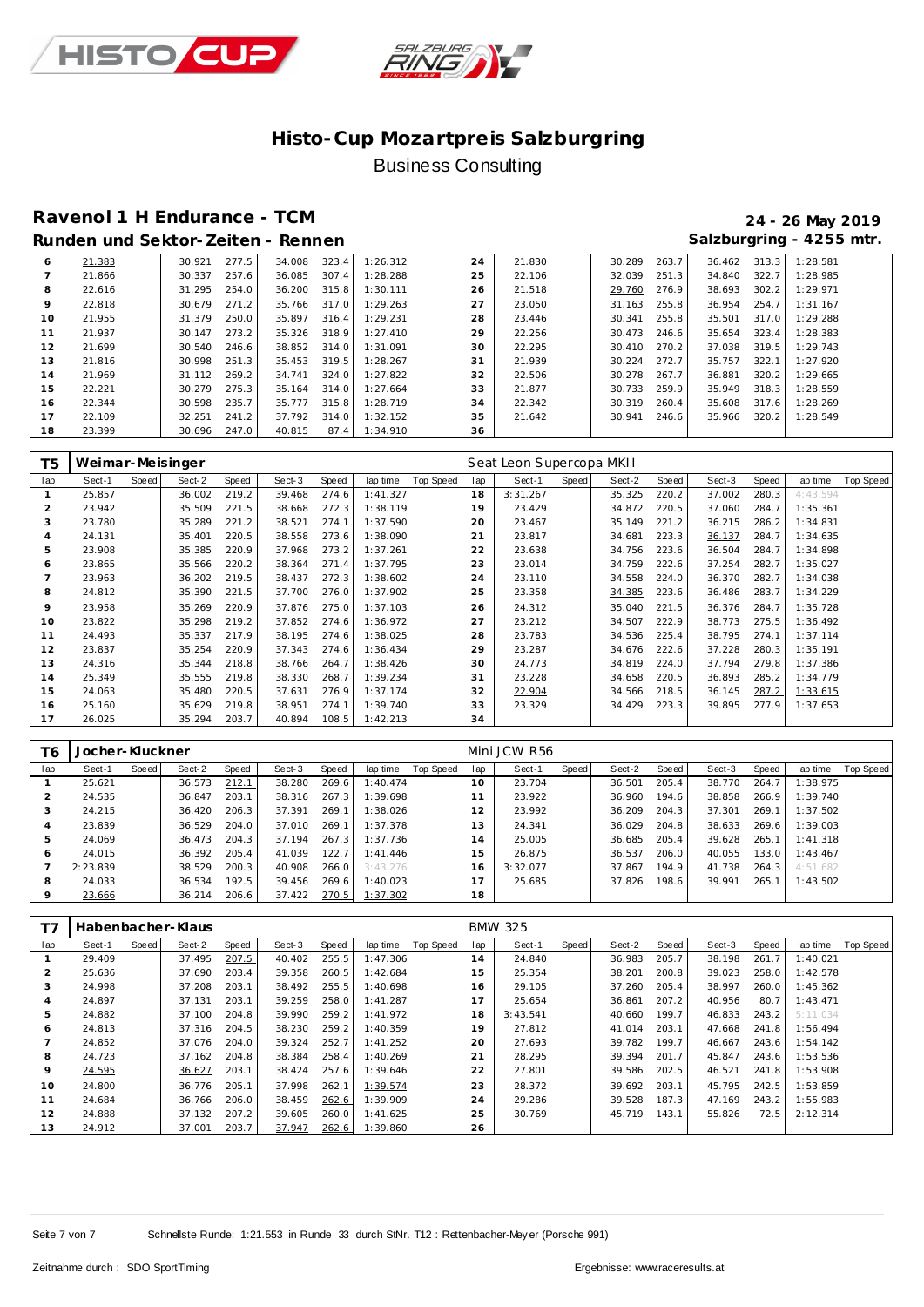# Histo-Cup Mozartpreis Salzburgring

Business Consulting

## Ravenol 1 H Endurance - TCM

**24 - 26 May 2019**

### Runden und Sektor-Zeiten - Rennen

**Salzburgring - 4255 mtr.**

| lap | Sect-1 | Speed | Sect-2 | Speed | Sect-3 | Speed | lap time | Top Speed | lap | Sect-1 | Speed | Sect-2 | Speed | Sect-3 | Speed | lap time | Top Speed |
|---|---|---|---|---|---|---|---|---|---|---|---|---|---|---|---|---|---|
| 6 | 21.383 | | 30.921 | 277.5 | 34.008 | 323.4 | 1:26.312 | | 24 | 21.830 | | 30.289 | 263.7 | 36.462 | 313.3 | 1:28.581 | |
| 7 | 21.866 | | 30.337 | 257.6 | 36.085 | 307.4 | 1:28.288 | | 25 | 22.106 | | 32.039 | 251.3 | 34.840 | 322.7 | 1:28.985 | |
| 8 | 22.616 | | 31.295 | 254.0 | 36.200 | 315.8 | 1:30.111 | | 26 | 21.518 | | 29.760 | 276.9 | 38.693 | 302.2 | 1:29.971 | |
| 9 | 22.818 | | 30.679 | 271.2 | 35.766 | 317.0 | 1:29.263 | | 27 | 23.050 | | 31.163 | 255.8 | 36.954 | 254.7 | 1:31.167 | |
| 10 | 21.955 | | 31.379 | 250.0 | 35.897 | 316.4 | 1:29.231 | | 28 | 23.446 | | 30.341 | 255.8 | 35.501 | 317.0 | 1:29.288 | |
| 11 | 21.937 | | 30.147 | 273.2 | 35.326 | 318.9 | 1:27.410 | | 29 | 22.256 | | 30.473 | 246.6 | 35.654 | 323.4 | 1:28.383 | |
| 12 | 21.699 | | 30.540 | 246.6 | 38.852 | 314.0 | 1:31.091 | | 30 | 22.295 | | 30.410 | 270.2 | 37.038 | 319.5 | 1:29.743 | |
| 13 | 21.816 | | 30.998 | 251.3 | 35.453 | 319.5 | 1:28.267 | | 31 | 21.939 | | 30.224 | 272.7 | 35.757 | 322.1 | 1:27.920 | |
| 14 | 21.969 | | 31.112 | 269.2 | 34.741 | 324.0 | 1:27.822 | | 32 | 22.506 | | 30.278 | 267.7 | 36.881 | 320.2 | 1:29.665 | |
| 15 | 22.221 | | 30.279 | 275.3 | 35.164 | 314.0 | 1:27.664 | | 33 | 21.877 | | 30.733 | 259.9 | 35.949 | 318.3 | 1:28.559 | |
| 16 | 22.344 | | 30.598 | 235.7 | 35.777 | 315.8 | 1:28.719 | | 34 | 22.342 | | 30.319 | 260.4 | 35.608 | 317.6 | 1:28.269 | |
| 17 | 22.109 | | 32.251 | 241.2 | 37.792 | 314.0 | 1:32.152 | | 35 | 21.642 | | 30.941 | 246.6 | 35.966 | 320.2 | 1:28.549 | |
| 18 | 23.399 | | 30.696 | 247.0 | 40.815 | 87.4 | 1:34.910 | | 36 | | | | | | | | |

**T5 Weimar-Meisinger — Seat Leon Supercopa MKII**

| lap | Sect-1 | Speed | Sect-2 | Speed | Sect-3 | Speed | lap time | Top Speed | lap | Sect-1 | Speed | Sect-2 | Speed | Sect-3 | Speed | lap time | Top Speed |
|---|---|---|---|---|---|---|---|---|---|---|---|---|---|---|---|---|---|
| 1 | 25.857 | | 36.002 | 219.2 | 39.468 | 274.6 | 1:41.327 | | 18 | 3:31.267 | | 35.325 | 220.2 | 37.002 | 280.3 | 4:43.594 | |
| 2 | 23.942 | | 35.509 | 221.5 | 38.668 | 272.3 | 1:38.119 | | 19 | 23.429 | | 34.872 | 220.5 | 37.060 | 284.7 | 1:35.361 | |
| 3 | 23.780 | | 35.289 | 221.2 | 38.521 | 274.1 | 1:37.590 | | 20 | 23.467 | | 35.149 | 221.2 | 36.215 | 286.2 | 1:34.831 | |
| 4 | 24.131 | | 35.401 | 220.5 | 38.558 | 273.6 | 1:38.090 | | 21 | 23.817 | | 34.681 | 223.3 | 36.137 | 284.7 | 1:34.635 | |
| 5 | 23.908 | | 35.385 | 220.9 | 37.968 | 273.2 | 1:37.261 | | 22 | 23.638 | | 34.756 | 223.6 | 36.504 | 284.7 | 1:34.898 | |
| 6 | 23.865 | | 35.566 | 220.2 | 38.364 | 271.4 | 1:37.795 | | 23 | 23.014 | | 34.759 | 222.6 | 37.254 | 282.7 | 1:35.027 | |
| 7 | 23.963 | | 36.202 | 219.5 | 38.437 | 272.3 | 1:38.602 | | 24 | 23.110 | | 34.558 | 224.0 | 36.370 | 282.7 | 1:34.038 | |
| 8 | 24.812 | | 35.390 | 221.5 | 37.700 | 276.0 | 1:37.902 | | 25 | 23.358 | | 34.385 | 223.6 | 36.486 | 283.7 | 1:34.229 | |
| 9 | 23.958 | | 35.269 | 220.9 | 37.876 | 275.0 | 1:37.103 | | 26 | 24.312 | | 35.040 | 221.5 | 36.376 | 284.7 | 1:35.728 | |
| 10 | 23.822 | | 35.298 | 219.2 | 37.852 | 274.6 | 1:36.972 | | 27 | 23.212 | | 34.507 | 222.9 | 38.773 | 275.5 | 1:36.492 | |
| 11 | 24.493 | | 35.337 | 217.9 | 38.195 | 274.6 | 1:38.025 | | 28 | 23.783 | | 34.536 | 225.4 | 38.795 | 274.1 | 1:37.114 | |
| 12 | 23.837 | | 35.254 | 220.9 | 37.343 | 274.6 | 1:36.434 | | 29 | 23.287 | | 34.676 | 222.6 | 37.228 | 280.3 | 1:35.191 | |
| 13 | 24.316 | | 35.344 | 218.8 | 38.766 | 264.7 | 1:38.426 | | 30 | 24.773 | | 34.819 | 224.0 | 37.794 | 279.8 | 1:37.386 | |
| 14 | 25.349 | | 35.555 | 219.8 | 38.330 | 268.7 | 1:39.234 | | 31 | 23.228 | | 34.658 | 220.5 | 36.893 | 285.2 | 1:34.779 | |
| 15 | 24.063 | | 35.480 | 220.5 | 37.631 | 276.9 | 1:37.174 | | 32 | 22.904 | | 34.566 | 218.5 | 36.145 | 287.2 | 1:33.615 | |
| 16 | 25.160 | | 35.629 | 219.8 | 38.951 | 274.1 | 1:39.740 | | 33 | 23.329 | | 34.429 | 223.3 | 39.895 | 277.9 | 1:37.653 | |
| 17 | 26.025 | | 35.294 | 203.7 | 40.894 | 108.5 | 1:42.213 | | 34 | | | | | | | | |

**T6 Jocher-Kluckner — Mini JCW R56**

| lap | Sect-1 | Speed | Sect-2 | Speed | Sect-3 | Speed | lap time | Top Speed | lap | Sect-1 | Speed | Sect-2 | Speed | Sect-3 | Speed | lap time | Top Speed |
|---|---|---|---|---|---|---|---|---|---|---|---|---|---|---|---|---|---|
| 1 | 25.621 | | 36.573 | 212.1 | 38.280 | 269.6 | 1:40.474 | | 10 | 23.704 | | 36.501 | 205.4 | 38.770 | 264.7 | 1:38.975 | |
| 2 | 24.535 | | 36.847 | 203.1 | 38.316 | 267.3 | 1:39.698 | | 11 | 23.922 | | 36.960 | 194.6 | 38.858 | 266.9 | 1:39.740 | |
| 3 | 24.215 | | 36.420 | 206.3 | 37.391 | 269.1 | 1:38.026 | | 12 | 23.992 | | 36.209 | 204.3 | 37.301 | 269.1 | 1:37.502 | |
| 4 | 23.839 | | 36.529 | 204.0 | 37.010 | 269.1 | 1:37.378 | | 13 | 24.341 | | 36.029 | 204.8 | 38.633 | 269.6 | 1:39.003 | |
| 5 | 24.069 | | 36.473 | 204.3 | 37.194 | 267.3 | 1:37.736 | | 14 | 25.005 | | 36.685 | 205.4 | 39.628 | 265.1 | 1:41.318 | |
| 6 | 24.015 | | 36.392 | 205.4 | 41.039 | 122.7 | 1:41.446 | | 15 | 26.875 | | 36.537 | 206.0 | 40.055 | 133.0 | 1:43.467 | |
| 7 | 2:23.839 | | 38.529 | 200.3 | 40.908 | 266.0 | 3:43.276 | | 16 | 3:32.077 | | 37.867 | 194.9 | 41.738 | 264.3 | 4:51.682 | |
| 8 | 24.033 | | 36.534 | 192.5 | 39.456 | 269.6 | 1:40.023 | | 17 | 25.685 | | 37.826 | 198.6 | 39.991 | 265.1 | 1:43.502 | |
| 9 | 23.666 | | 36.214 | 206.6 | 37.422 | 270.5 | 1:37.302 | | 18 | | | | | | | | |

**T7 Habenbacher-Klaus — BMW 325**

| lap | Sect-1 | Speed | Sect-2 | Speed | Sect-3 | Speed | lap time | Top Speed | lap | Sect-1 | Speed | Sect-2 | Speed | Sect-3 | Speed | lap time | Top Speed |
|---|---|---|---|---|---|---|---|---|---|---|---|---|---|---|---|---|---|
| 1 | 29.409 | | 37.495 | 207.5 | 40.402 | 255.5 | 1:47.306 | | 14 | 24.840 | | 36.983 | 205.7 | 38.198 | 261.7 | 1:40.021 | |
| 2 | 25.636 | | 37.690 | 203.4 | 39.358 | 260.5 | 1:42.684 | | 15 | 25.354 | | 38.201 | 200.8 | 39.023 | 258.0 | 1:42.578 | |
| 3 | 24.998 | | 37.208 | 203.1 | 38.492 | 255.5 | 1:40.698 | | 16 | 29.105 | | 37.260 | 205.4 | 38.997 | 260.0 | 1:45.362 | |
| 4 | 24.897 | | 37.131 | 203.1 | 39.259 | 258.0 | 1:41.287 | | 17 | 25.654 | | 36.861 | 207.2 | 40.956 | 80.7 | 1:43.471 | |
| 5 | 24.882 | | 37.100 | 204.8 | 39.990 | 259.2 | 1:41.972 | | 18 | 3:43.541 | | 40.660 | 199.7 | 46.833 | 243.2 | 5:11.034 | |
| 6 | 24.813 | | 37.316 | 204.5 | 38.230 | 259.2 | 1:40.359 | | 19 | 27.812 | | 41.014 | 203.1 | 47.668 | 241.8 | 1:56.494 | |
| 7 | 24.852 | | 37.076 | 204.0 | 39.324 | 252.7 | 1:41.252 | | 20 | 27.693 | | 39.782 | 199.7 | 46.667 | 243.6 | 1:54.142 | |
| 8 | 24.723 | | 37.162 | 204.8 | 38.384 | 258.4 | 1:40.269 | | 21 | 28.295 | | 39.394 | 201.7 | 45.847 | 243.6 | 1:53.536 | |
| 9 | 24.595 | | 36.627 | 203.1 | 38.424 | 257.6 | 1:39.646 | | 22 | 27.801 | | 39.586 | 202.5 | 46.521 | 241.8 | 1:53.908 | |
| 10 | 24.800 | | 36.776 | 205.1 | 37.998 | 262.1 | 1:39.574 | | 23 | 28.372 | | 39.692 | 203.1 | 45.795 | 242.5 | 1:53.859 | |
| 11 | 24.684 | | 36.766 | 206.0 | 38.459 | 262.6 | 1:39.909 | | 24 | 29.286 | | 39.528 | 187.3 | 47.169 | 243.2 | 1:55.983 | |
| 12 | 24.888 | | 37.132 | 207.2 | 39.605 | 260.0 | 1:41.625 | | 25 | 30.769 | | 45.719 | 143.1 | 55.826 | 72.5 | 2:12.314 | |
| 13 | 24.912 | | 37.001 | 203.7 | 37.947 | 262.6 | 1:39.860 | | 26 | | | | | | | | |

Schnellste Runde: 1:21.553 in Runde 33 durch StNr. T12 : Rettenbacher-Meyer (Porsche 991)

Zeitnahme durch : SDO SportTiming

Ergebnisse: www.raceresults.at